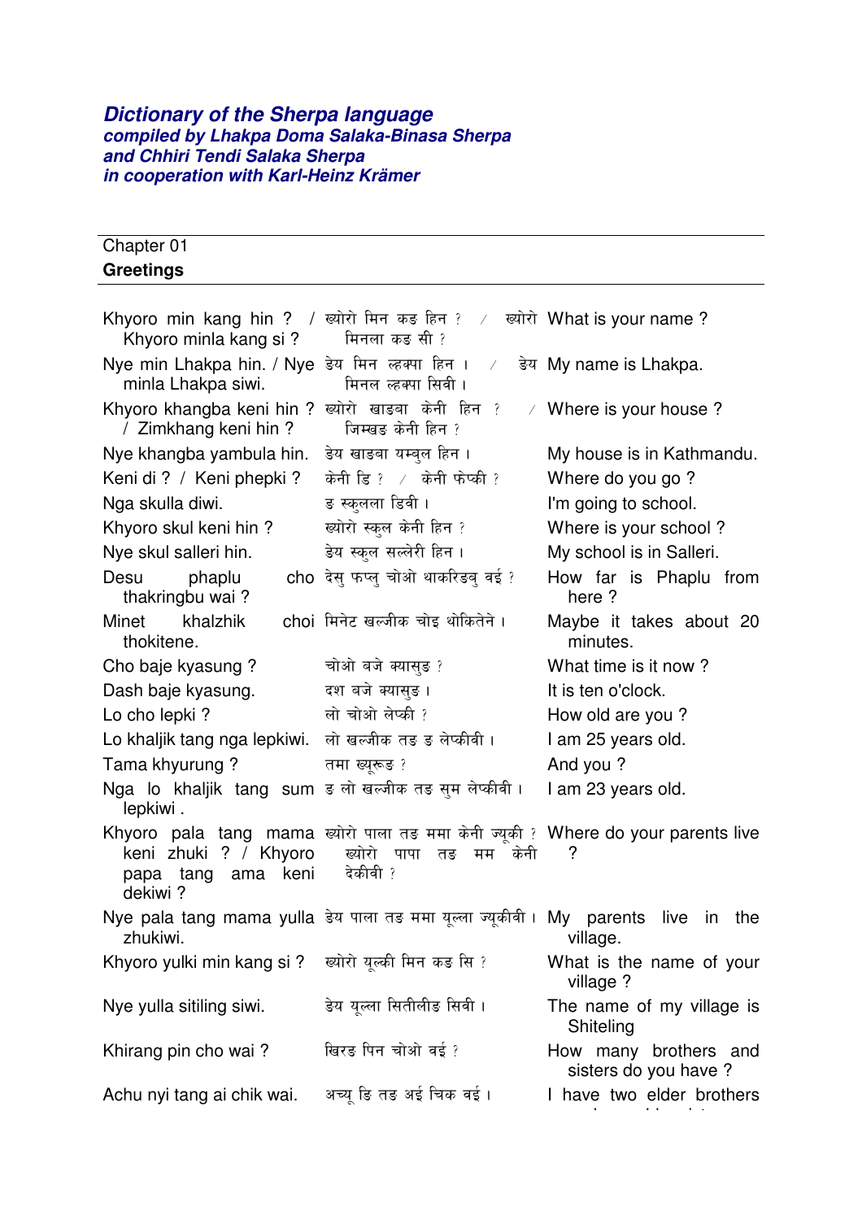***Dictionary of the Sherpa language***
***compiled by Lhakpa Doma Salaka-Binasa Sherpa***
***and Chhiri Tendi Salaka Sherpa***
***in cooperation with Karl-Heinz Krämer***

Chapter 01
**Greetings**

| | | |
|---|---|---|
| Khyoro min kang hin ? / Khyoro minla kang si ? | ख्योरो मिन कङ हिन ? / ख्योरो मिनला कङ सी ? | What is your name ? |
| Nye min Lhakpa hin. / Nye minla Lhakpa siwi. | ङेय मिन ल्हक्पा हिन । / ङेय मिनल ल्हक्पा सिवी । | My name is Lhakpa. |
| Khyoro khangba keni hin ? / Zimkhang keni hin ? | ख्योरो खाङबा केनी हिन ? / जिम्खङ केनी हिन ? | Where is your house ? |
| Nye khangba yambula hin. | ङेय खाङबा यम्बुल हिन । | My house is in Kathmandu. |
| Keni di ? / Keni phepki ? | केनी डि ? / केनी फेप्की ? | Where do you go ? |
| Nga skulla diwi. | ङ स्कुलला डिवी । | I'm going to school. |
| Khyoro skul keni hin ? | ख्योरो स्कुल केनी हिन ? | Where is your school ? |
| Nye skul salleri hin. | ङेय स्कुल सल्लेरी हिन । | My school is in Salleri. |
| Desu phaplu cho thakringbu wai ? | देसु फप्लु चोओ थाकरिङबु वई ? | How far is Phaplu from here ? |
| Minet khalzhik choi thokitene. | मिनेट खल्जीक चोइ थोकितेने । | Maybe it takes about 20 minutes. |
| Cho baje kyasung ? | चोओ बजे क्यासुङ ? | What time is it now ? |
| Dash baje kyasung. | दश बजे क्यासुङ । | It is ten o'clock. |
| Lo cho lepki ? | लो चोओ लेप्की ? | How old are you ? |
| Lo khaljik tang nga lepkiwi. | लो खल्जीक तङ ङ लेप्कीवी । | I am 25 years old. |
| Tama khyurung ? | तमा ख्यूरूङ ? | And you ? |
| Nga lo khaljik tang sum lepkiwi . | ङ लो खल्जीक तङ सुम लेप्कीवी । | I am 23 years old. |
| Khyoro pala tang mama keni zhuki ? / Khyoro papa tang ama keni dekiwi ? | ख्योरो पाला तङ ममा केनी ज्यूकी ? ख्योरो पापा तङ मम केनी देकीवी ? | Where do your parents live ? |
| Nye pala tang mama yulla zhukiwi. | ङेय पाला तङ ममा यूल्ला ज्यूकीवी । | My parents live in the village. |
| Khyoro yulki min kang si ? | ख्योरो यूल्की मिन कङ सि ? | What is the name of your village ? |
| Nye yulla sitiling siwi. | ङेय यूल्ला सितीलीङ सिवी । | The name of my village is Shiteling |
| Khirang pin cho wai ? | खिरङ पिन चोओ वई ? | How many brothers and sisters do you have ? |
| Achu nyi tang ai chik wai. | अच्यू ङि तङ अई चिक वई । | I have two elder brothers |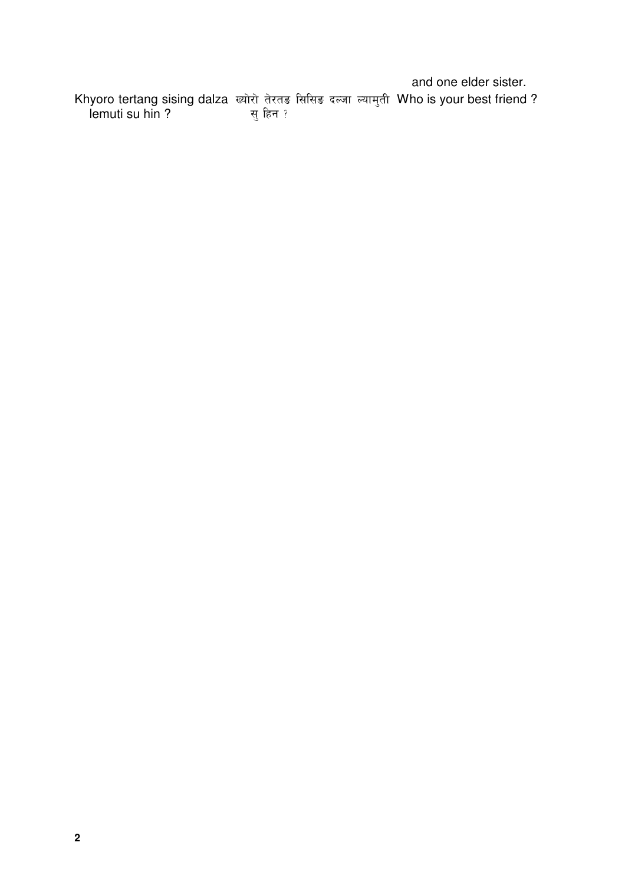|  |  | and one elder sister. |
| --- | --- | --- |
| Khyoro tertang sising dalza lemuti su hin ? | ख्योरो तेरतङ सिसिङ दल्जा ल्यामुती सु हिन ? | Who is your best friend ? |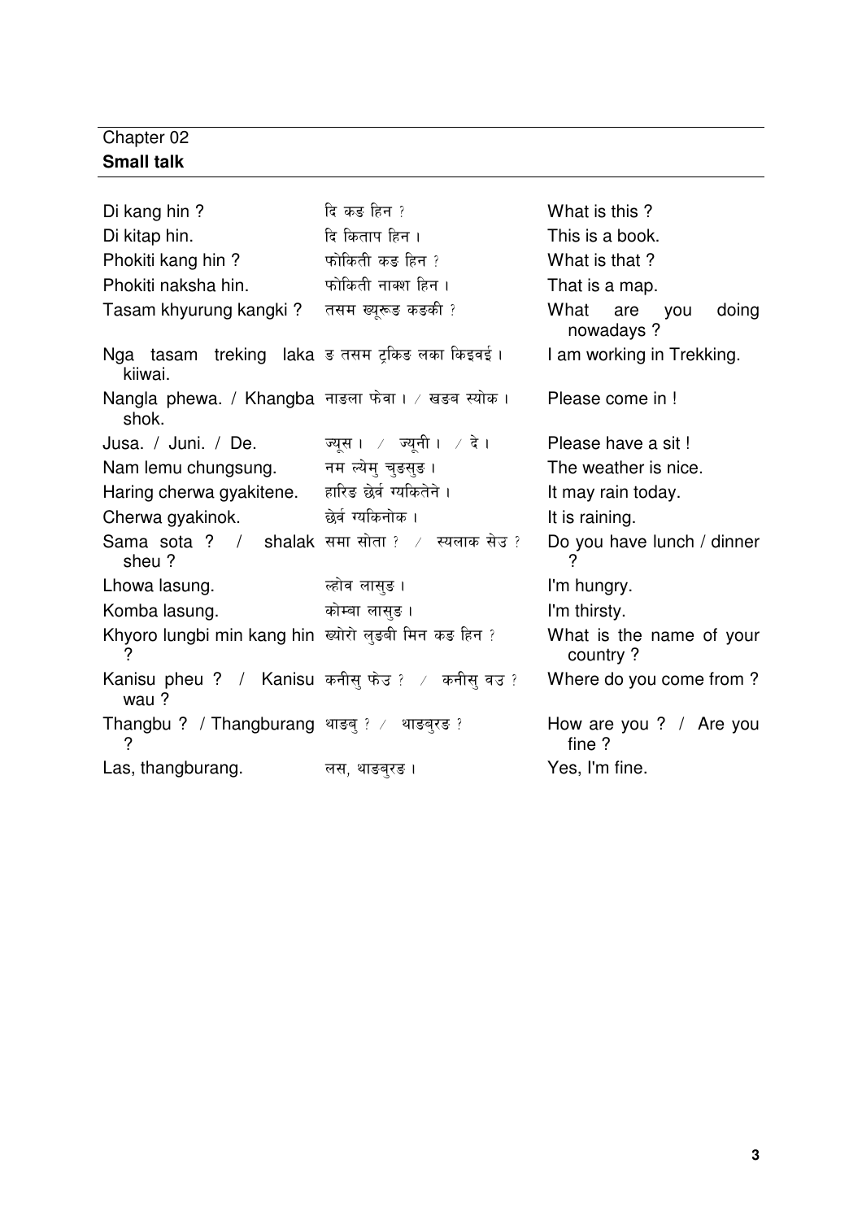Chapter 02

**Small talk**

| | | |
|---|---|---|
| Di kang hin ? | दि कङ हिन ? | What is this ? |
| Di kitap hin. | दि किताप हिन । | This is a book. |
| Phokiti kang hin ? | फोकिती कङ हिन ? | What is that ? |
| Phokiti naksha hin. | फोकिती नाक्श हिन । | That is a map. |
| Tasam khyurung kangki ? | तसम ख्यूरूङ कङकी ? | What are you doing nowadays ? |
| Nga tasam treking laka kiiwai. | ङ तसम ट्रकिङ लका किइवई । | I am working in Trekking. |
| Nangla phewa. / Khangba shok. | नाङला फेवा । / खङब स्योक । | Please come in ! |
| Jusa. / Juni. / De. | ज्यूस । / ज्यूनी । / दे । | Please have a sit ! |
| Nam lemu chungsung. | नम ल्येमु चुङसुङ । | The weather is nice. |
| Haring cherwa gyakitene. | हारिङ छेर्व ग्यकितेने । | It may rain today. |
| Cherwa gyakinok. | छेर्व ग्यकिनोक । | It is raining. |
| Sama sota ? / shalak sheu ? | समा सोता ? / स्यलाक सेउ ? | Do you have lunch / dinner ? |
| Lhowa lasung. | ल्होव लासुङ । | I'm hungry. |
| Komba lasung. | कोम्बा लासुङ । | I'm thirsty. |
| Khyoro lungbi min kang hin ? | ख्योरो लुङबी मिन कङ हिन ? | What is the name of your country ? |
| Kanisu pheu ? / Kanisu wau ? | कनीसु फेउ ? / कनीसु वउ ? | Where do you come from ? |
| Thangbu ? / Thangburang ? | थाङबु ? / थाङबुरङ ? | How are you ? / Are you fine ? |
| Las, thangburang. | लस, थाङबुरङ । | Yes, I'm fine. |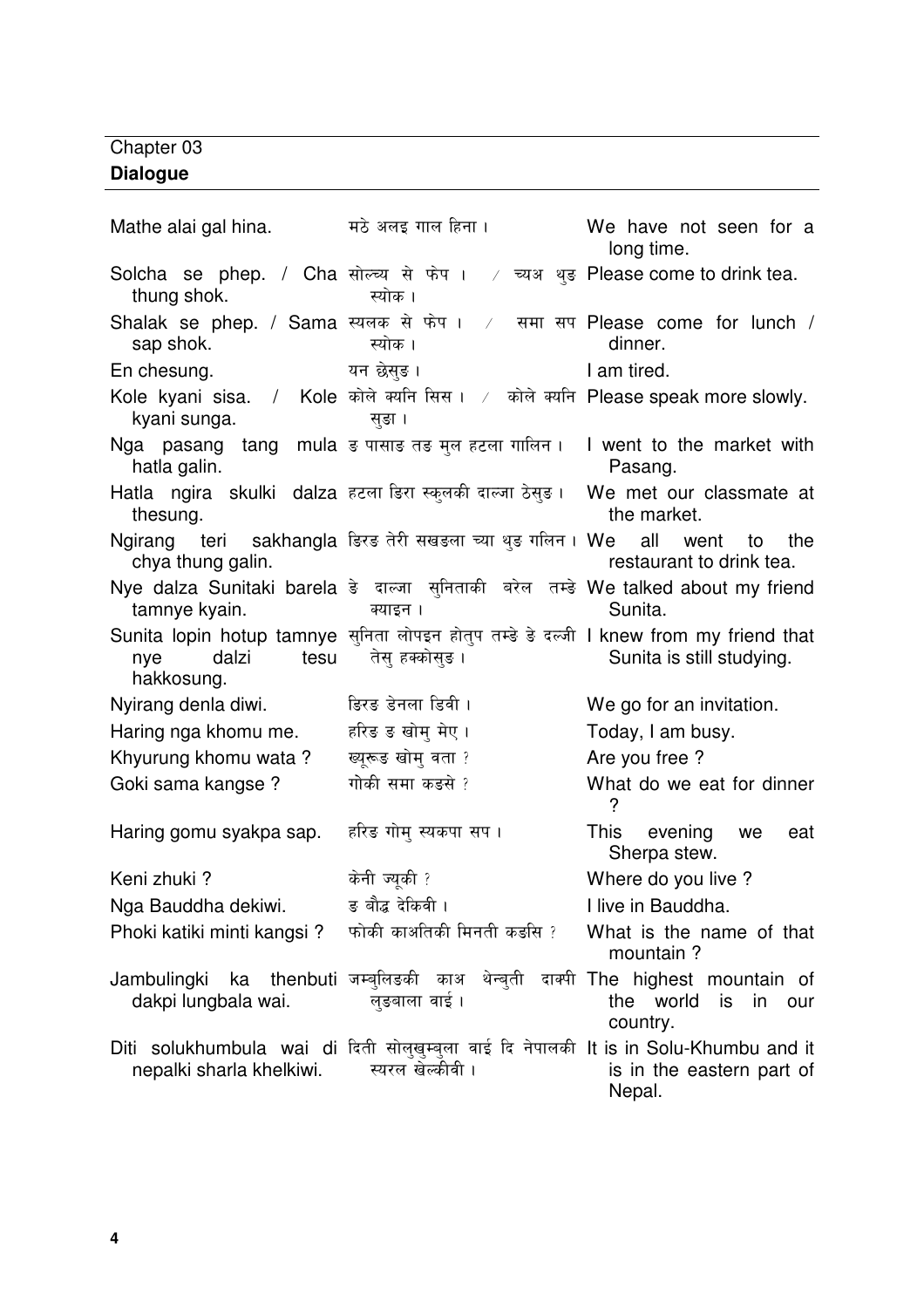Chapter 03

**Dialogue**

| | | |
|---|---|---|
| Mathe alai gal hina. | मठे अलइ गाल हिना । | We have not seen for a long time. |
| Solcha se phep. / Cha thung shok. | सोल्च्य से फेप । / च्यअ थुङ स्योक । | Please come to drink tea. |
| Shalak se phep. / Sama sap shok. | स्यलक से फेप । / समा सप स्योक । | Please come for lunch / dinner. |
| En chesung. | यन छेसुङ । | I am tired. |
| Kole kyani sisa. / Kole kyani sunga. | कोले क्यनि सिस । / कोले क्यनि सुङा । | Please speak more slowly. |
| Nga pasang tang mula hatla galin. | ङ पासाङ तङ मुल हटला गालिन । | I went to the market with Pasang. |
| Hatla ngira skulki dalza thesung. | हटला ङिरा स्कुलकी दाल्जा ठेसुङ । | We met our classmate at the market. |
| Ngirang teri sakhangla chya thung galin. | ङिरङ तेरी सखङला च्या थुङ गलिन । | We all went to the restaurant to drink tea. |
| Nye dalza Sunitaki barela tamnye kyain. | ङे दाल्जा सुनिताकी बरेल तम्ङे क्याइन । | We talked about my friend Sunita. |
| Sunita lopin hotup tamnye nye dalzi tesu hakkosung. | सुनिता लोपइन होतुप तम्ङे ङे दल्जी तेसु हक्कोसुङ । | I knew from my friend that Sunita is still studying. |
| Nyirang denla diwi. | ङिरङ डेनला डिवी । | We go for an invitation. |
| Haring nga khomu me. | हरिङ ङ खोमु मेए । | Today, I am busy. |
| Khyurung khomu wata ? | ख्यूरूङ खोमु वता ? | Are you free ? |
| Goki sama kangse ? | गोकी समा कङसे ? | What do we eat for dinner ? |
| Haring gomu syakpa sap. | हरिङ गोमु स्यकपा सप । | This evening we eat Sherpa stew. |
| Keni zhuki ? | केनी ज्यूकी ? | Where do you live ? |
| Nga Bauddha dekiwi. | ङ बौद्ध देकिवी । | I live in Bauddha. |
| Phoki katiki minti kangsi ? | फोकी काअतिकी मिनती कङसि ? | What is the name of that mountain ? |
| Jambulingki ka thenbuti dakpi lungbala wai. | जम्बुलिङकी काअ थेन्बुती दाक्पी लुङबाला वाई । | The highest mountain of the world is in our country. |
| Diti solukhumbula wai di nepalki sharla khelkiwi. | दिती सोलुखुम्बुला वाई दि नेपालकी स्यरल खेल्कीवी । | It is in Solu-Khumbu and it is in the eastern part of Nepal. |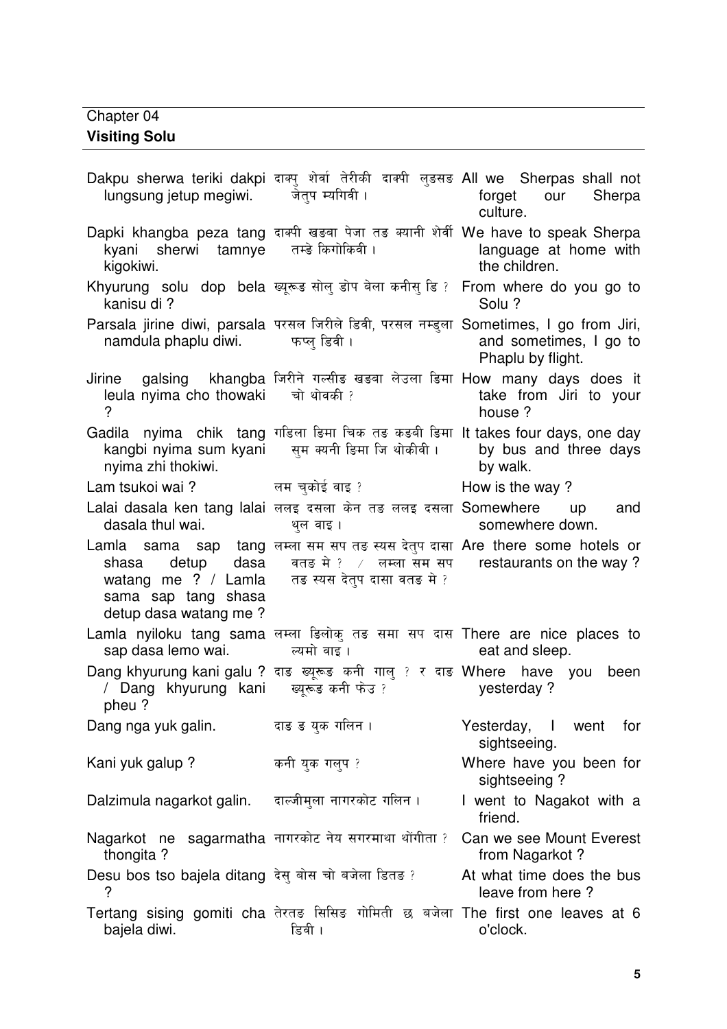Chapter 04

**Visiting Solu**

| | | |
|---|---|---|
| Dakpu sherwa teriki dakpi lungsung jetup megiwi. | दाक्पु शेर्वा तेरीकी दाक्पी लुङसङ जेतुप म्यगिवी । | All we Sherpas shall not forget our Sherpa culture. |
| Dapki khangba peza tang kyani sherwi tamnye kigokiwi. | दाक्पी खङबा पेजा तङ क्यानी शेर्वी तम्ञे किगोकिवी । | We have to speak Sherpa language at home with the children. |
| Khyurung solu dop bela kanisu di ? | ख्यूरूङ सोलु डोप बेला कनीसु डि ? | From where do you go to Solu ? |
| Parsala jirine diwi, parsala namdula phaplu diwi. | परसल जिरीले डिवी, परसल नम्डुला फप्लु डिवी । | Sometimes, I go from Jiri, and sometimes, I go to Phaplu by flight. |
| Jirine galsing khangba leula nyima cho thowaki ? | जिरीने गल्सीङ खङबा लेउला ञिमा चो थोवकी ? | How many days does it take from Jiri to your house ? |
| Gadila nyima chik tang kangbi nyima sum kyani nyima zhi thokiwi. | गडिला ञिमा चिक तङ कङबी ञिमा सुम क्यनी ञिमा जि थोकीवी । | It takes four days, one day by bus and three days by walk. |
| Lam tsukoi wai ? | लम चुकोई वाइ ? | How is the way ? |
| Lalai dasala ken tang lalai dasala thul wai. | ललइ दसला केन तङ ललइ दसला थुल वाइ । | Somewhere up and somewhere down. |
| Lamla sama sap tang shasa detup dasa watang me ? / Lamla sama sap tang shasa detup dasa watang me ? | लम्ला सम सप तङ स्यस देतुप दासा वतङ मे ? / लम्ला सम सप तङ स्यस देतुप दासा वतङ मे ? | Are there some hotels or restaurants on the way ? |
| Lamla nyiloku tang sama sap dasa lemo wai. | लम्ला ङिलोकु तङ समा सप दास ल्यमो वाइ । | There are nice places to eat and sleep. |
| Dang khyurung kani galu ? / Dang khyurung kani pheu ? | दाङ ख्यूरूङ कनी गालु ? र दाङ ख्यूरूङ कनी फेउ ? | Where have you been yesterday ? |
| Dang nga yuk galin. | दाङ ङ युक गलिन । | Yesterday, I went for sightseeing. |
| Kani yuk galup ? | कनी युक गलुप ? | Where have you been for sightseeing ? |
| Dalzimula nagarkot galin. | दाल्जीमुला नागरकोट गलिन । | I went to Nagakot with a friend. |
| Nagarkot ne sagarmatha thongita ? | नागरकोट नेय सगरमाथा थोंगीता ? | Can we see Mount Everest from Nagarkot ? |
| Desu bos tso bajela ditang ? | देसु बोस चो बजेला डितङ ? | At what time does the bus leave from here ? |
| Tertang sising gomiti cha bajela diwi. | तेरतङ सिसिङ गोमिती छ बजेला डिवी । | The first one leaves at 6 o'clock. |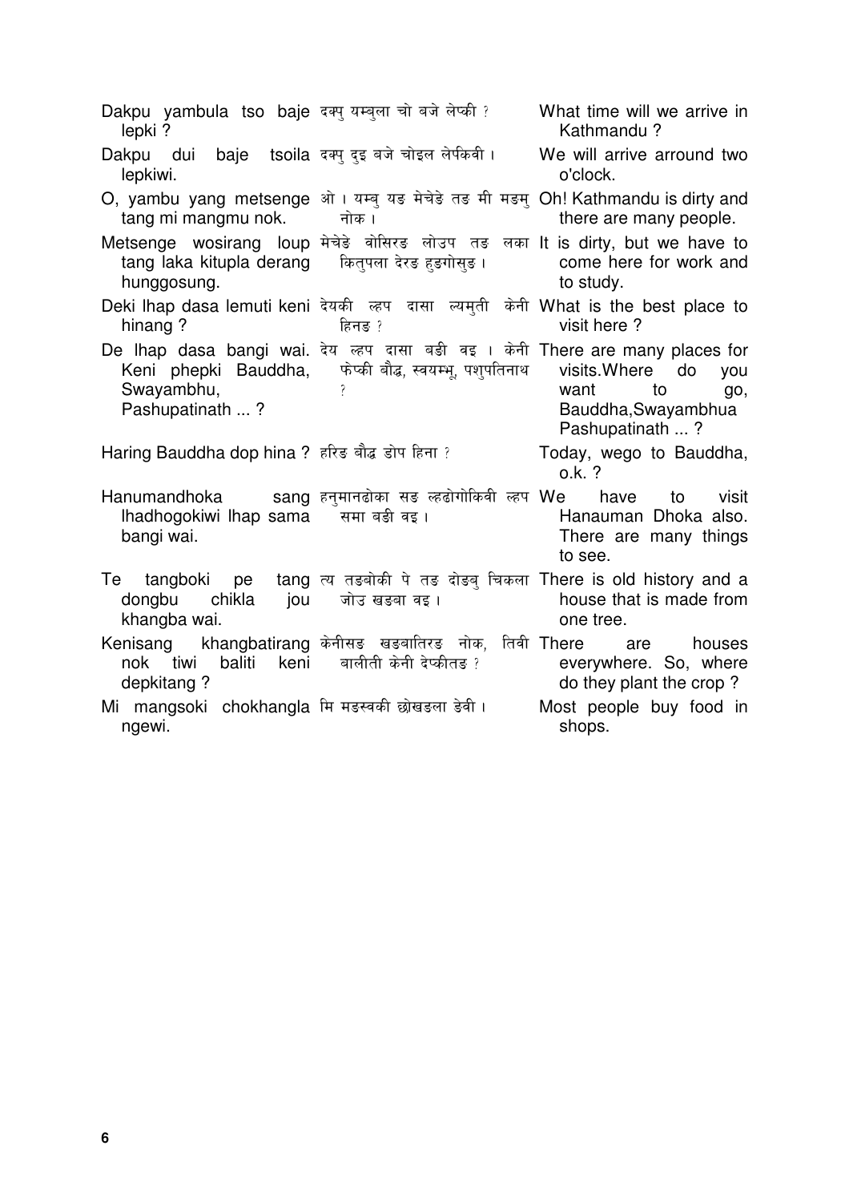| | | |
|---|---|---|
| Dakpu yambula tso baje lepki ? | दक्पु यम्बुला चो बजे लेप्की ? | What time will we arrive in Kathmandu ? |
| Dakpu dui baje tsoila lepkiwi. | दक्पु दुइ बजे चोइल लेपकिवी । | We will arrive arround two o'clock. |
| O, yambu yang metsenge tang mi mangmu nok. | ओ । यम्बु यङ मेचेङे तङ मी मङमु नोक । | Oh! Kathmandu is dirty and there are many people. |
| Metsenge wosirang loup tang laka kitupla derang hunggosung. | मेचेङे वोसिरङ लोउप तङ लका कितुपला देरङ हुङगोसुङ । | It is dirty, but we have to come here for work and to study. |
| Deki lhap dasa lemuti keni hinang ? | देयकी ल्हप दासा ल्यमुती केनी हिनङ ? | What is the best place to visit here ? |
| De lhap dasa bangi wai. Keni phepki Bauddha, Swayambhu, Pashupatinath ... ? | देय ल्हप दासा बङी वइ । केनी फेप्की बौद्ध, स्वयम्भू, पशुपतिनाथ ? | There are many places for visits.Where do you want to go, Bauddha,Swayambhua Pashupatinath ... ? |
| Haring Bauddha dop hina ? | हरिङ बौद्ध डोप हिना ? | Today, wego to Bauddha, o.k. ? |
| Hanumandhoka sang lhadhogokiwi lhap sama bangi wai. | हनुमानढोका सङ ल्हढोगोकिवी ल्हप समा बङी वइ । | We have to visit Hanauman Dhoka also. There are many things to see. |
| Te tangboki pe tang dongbu chikla jou khangba wai. | त्य तङबोकी पे तङ दोङबु चिकला जोउ खङबा वइ । | There is old history and a house that is made from one tree. |
| Kenisang khangbatirang nok tiwi baliti keni depkitang ? | केनीसङ खङबातिरङ नोक, तिवी बालीती केनी देप्कीतङ ? | There are houses everywhere. So, where do they plant the crop ? |
| Mi mangsoki chokhangla ngewi. | मि मङस्वकी छोखङला ङेवी । | Most people buy food in shops. |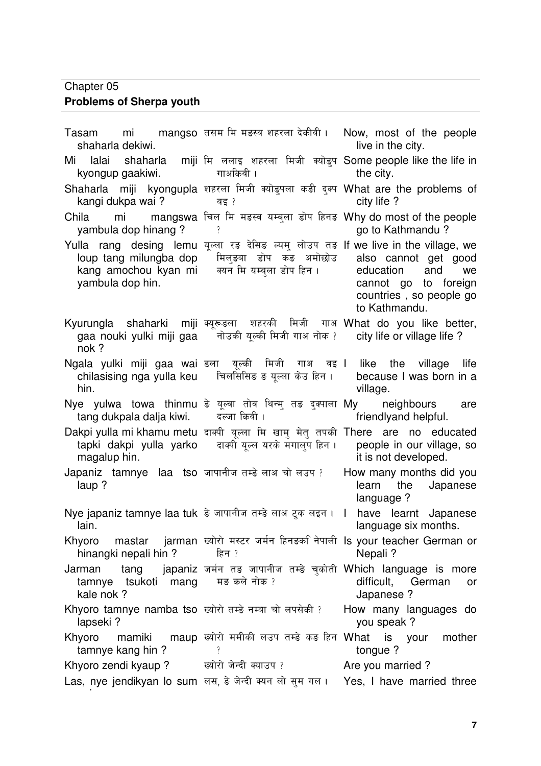Chapter 05

**Problems of Sherpa youth**

| | | |
|---|---|---|
| Tasam mi mangso shaharla dekiwi. | तसम मि मङस्व शहरला देकीवी । | Now, most of the people live in the city. |
| Mi lalai shaharla miji kyongup gaakiwi. | मि ललाइ शहरला मिजी क्योङुप गाअकिवी । | Some people like the life in the city. |
| Shaharla miji kyongupla kangi dukpa wai ? | शहरला मिजी क्योङुपला कङी दुक्प वइ ? | What are the problems of city life ? |
| Chila mi mangswa yambula dop hinang ? | चिल मि मङस्व यम्बुला डोप हिनङ ? | Why do most of the people go to Kathmandu ? |
| Yulla rang desing lemu loup tang milungba dop kang amochou kyan mi yambula dop hin. | यूल्ला रङ देसिङ ल्यमु लोउप तङ मिलुङबा डोप कङ अमोछोउ क्यन मि यम्बुला डोप हिन । | If we live in the village, we also cannot get good education and we cannot go to foreign countries , so people go to Kathmandu. |
| Kyurungla shaharki miji gaa nouki yulki miji gaa nok ? | क्यूरूङला शहरकी मिजी गाअ नोउकी यूल्की मिजी गाअ नोक ? | What do you like better, city life or village life ? |
| Ngala yulki miji gaa wai chilasising nga yulla keu hin. | ङला यूल्की मिजी गाअ वइ चिलसिसिङ ङ यूल्ला केउ हिन । | I like the village life because I was born in a village. |
| Nye yulwa towa thinmu tang dukpala dalja kiwi. | ङे यूल्वा तोव थिन्मु तङ दुक्पाला दल्जा किवी । | My neighbours are friendlyand helpful. |
| Dakpi yulla mi khamu metu tapki dakpi yulla yarko magalup hin. | दाक्पी यूल्ला मि खामु मेतु तपकी दाक्पी यूल्ल यरके मगालुप हिन । | There are no educated people in our village, so it is not developed. |
| Japaniz tamnye laa tso laup ? | जापानीज तम्ङे लाअ चो लउप ? | How many months did you learn the Japanese language ? |
| Nye japaniz tamnye laa tuk lain. | ङे जापानीज तम्ङे लाअ टुक लइन । | I have learnt Japanese language six months. |
| Khyoro mastar jarman hinangki nepali hin ? | ख्योरो मस्टर जर्मन हिनङकी नेपाली हिन ? | Is your teacher German or Nepali ? |
| Jarman tang japaniz tamnye tsukoti mang kale nok ? | जर्मन तङ जापानीज तम्ङे चुकोती मङ कले नोक ? | Which language is more difficult, German or Japanese ? |
| Khyoro tamnye namba tso lapseki ? | ख्योरो तम्ङे नम्बा चो लपसेकी ? | How many languages do you speak ? |
| Khyoro mamiki maup tamnye kang hin ? | ख्योरो ममीकी लउप तम्ङे कङ हिन ? | What is your mother tongue ? |
| Khyoro zendi kyaup ? | ख्योरो जेन्दी क्याउप ? | Are you married ? |
| Las, nye jendikyan lo sum | लस, ङे जेन्दी क्यन लो सुम गल । | Yes, I have married three |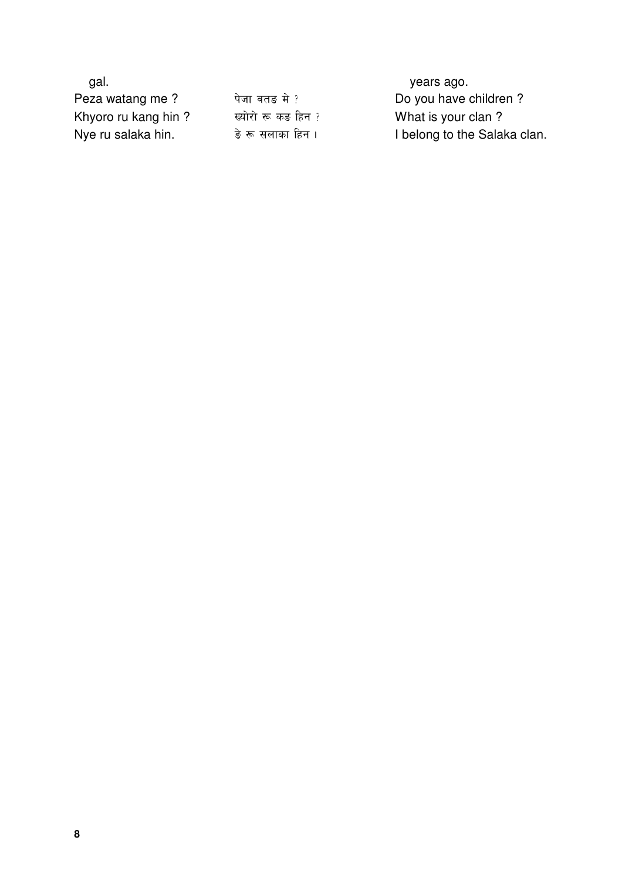| | | |
|---|---|---|
| gal. | | years ago. |
| Peza watang me ? | पेजा वतङ मे ? | Do you have children ? |
| Khyoro ru kang hin ? | ख्योरो रू कङ हिन ? | What is your clan ? |
| Nye ru salaka hin. | ङे रू सलाका हिन । | I belong to the Salaka clan. |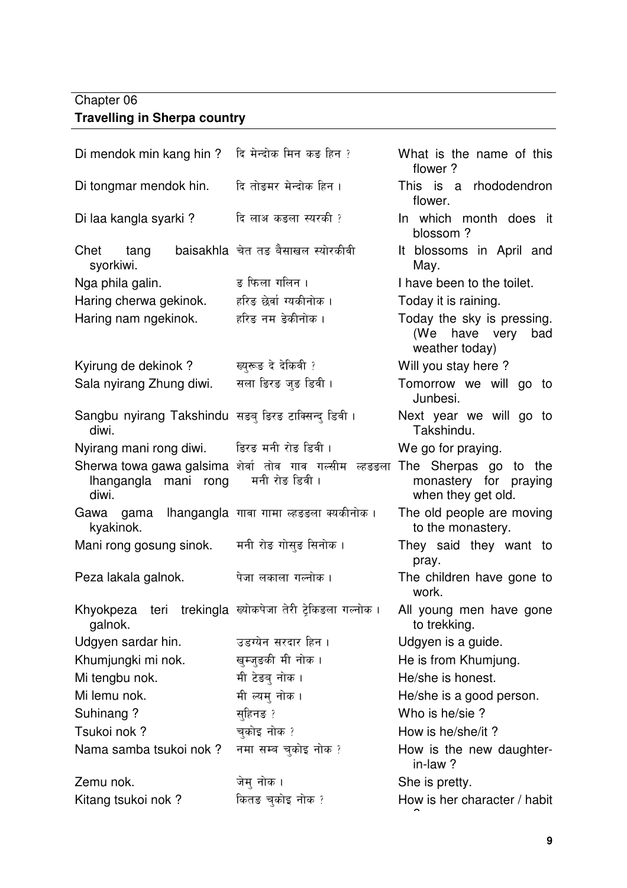Chapter 06

**Travelling in Sherpa country**

| | | |
|---|---|---|
| Di mendok min kang hin ? | दि मेन्दोक मिन कङ हिन ? | What is the name of this flower ? |
| Di tongmar mendok hin. | दि तोङमर मेन्दोक हिन । | This is a rhododendron flower. |
| Di laa kangla syarki ? | दि लाअ कङला स्यरकी ? | In which month does it blossom ? |
| Chet tang baisakhla syorkiwi. | चेत तङ बैसाखल स्योरकीवी | It blossoms in April and May. |
| Nga phila galin. | ङ फिला गलिन । | I have been to the toilet. |
| Haring cherwa gekinok. | हरिङ छेर्वा ग्यकीनोक । | Today it is raining. |
| Haring nam ngekinok. | हरिङ नम ङेकीनोक । | Today the sky is pressing. (We have very bad weather today) |
| Kyirung de dekinok ? | ख्युरूङ दे देकिवी ? | Will you stay here ? |
| Sala nyirang Zhung diwi. | सला ङिरङ जुङ डिवी । | Tomorrow we will go to Junbesi. |
| Sangbu nyirang Takshindu diwi. | सङबु ङिरङ टाक्सिन्दु डिवी । | Next year we will go to Takshindu. |
| Nyirang mani rong diwi. | ङिरङ मनी रोङ डिवी । | We go for praying. |
| Sherwa towa gawa galsima lhangangla mani rong diwi. | शेर्वा तोव गाव गल्सीम ल्हङङला मनी रोङ डिवी । | The Sherpas go to the monastery for praying when they get old. |
| Gawa gama lhangangla kyakinok. | गावा गामा ल्हङङला क्यकीनोक । | The old people are moving to the monastery. |
| Mani rong gosung sinok. | मनी रोङ गोसुङ सिनोक । | They said they want to pray. |
| Peza lakala galnok. | पेजा लकाला गल्नोक । | The children have gone to work. |
| Khyokpeza teri trekingla galnok. | ख्योकपेजा तेरी ट्रेकिङला गल्नोक । | All young men have gone to trekking. |
| Udgyen sardar hin. | उडग्येन सरदार हिन । | Udgyen is a guide. |
| Khumjungki mi nok. | खुम्जुङकी मी नोक । | He is from Khumjung. |
| Mi tengbu nok. | मी टेङबु नोक । | He/she is honest. |
| Mi lemu nok. | मी ल्यमु नोक । | He/she is a good person. |
| Suhinang ? | सुहिनङ ? | Who is he/sie ? |
| Tsukoi nok ? | चुकोइ नोक ? | How is he/she/it ? |
| Nama samba tsukoi nok ? | नमा सम्ब चुकोइ नोक ? | How is the new daughter-in-law ? |
| Zemu nok. | जेमु नोक । | She is pretty. |
| Kitang tsukoi nok ? | कितङ चुकोइ नोक ? | How is her character / habit ? |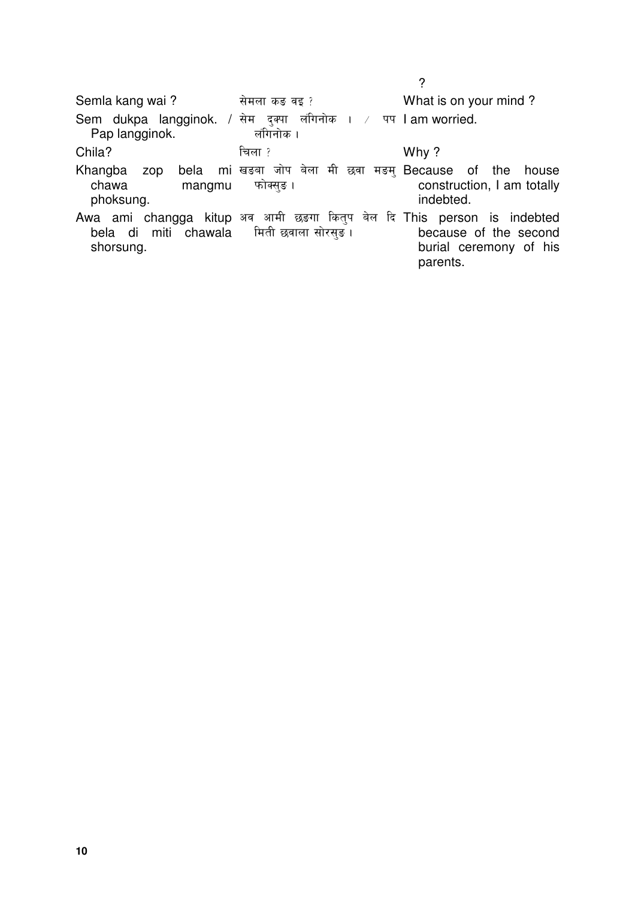?

| | | |
|---|---|---|
| Semla kang wai ? | सेमला कङ वइ ? | What is on your mind ? |
| Sem dukpa langginok. / Pap langginok. | सेम दुक्पा लंगिनोक । / पप लंगिनोक । | I am worried. |
| Chila? | चिला ? | Why ? |
| Khangba zop bela mi chawa mangmu phoksung. | खङबा जोप बेला मी छवा मङमु फोक्सुङ । | Because of the house construction, I am totally indebted. |
| Awa ami changga kitup bela di miti chawala shorsung. | अव आमी छङगा कितुप बेल दि मिती छवाला सोरसुङ । | This person is indebted because of the second burial ceremony of his parents. |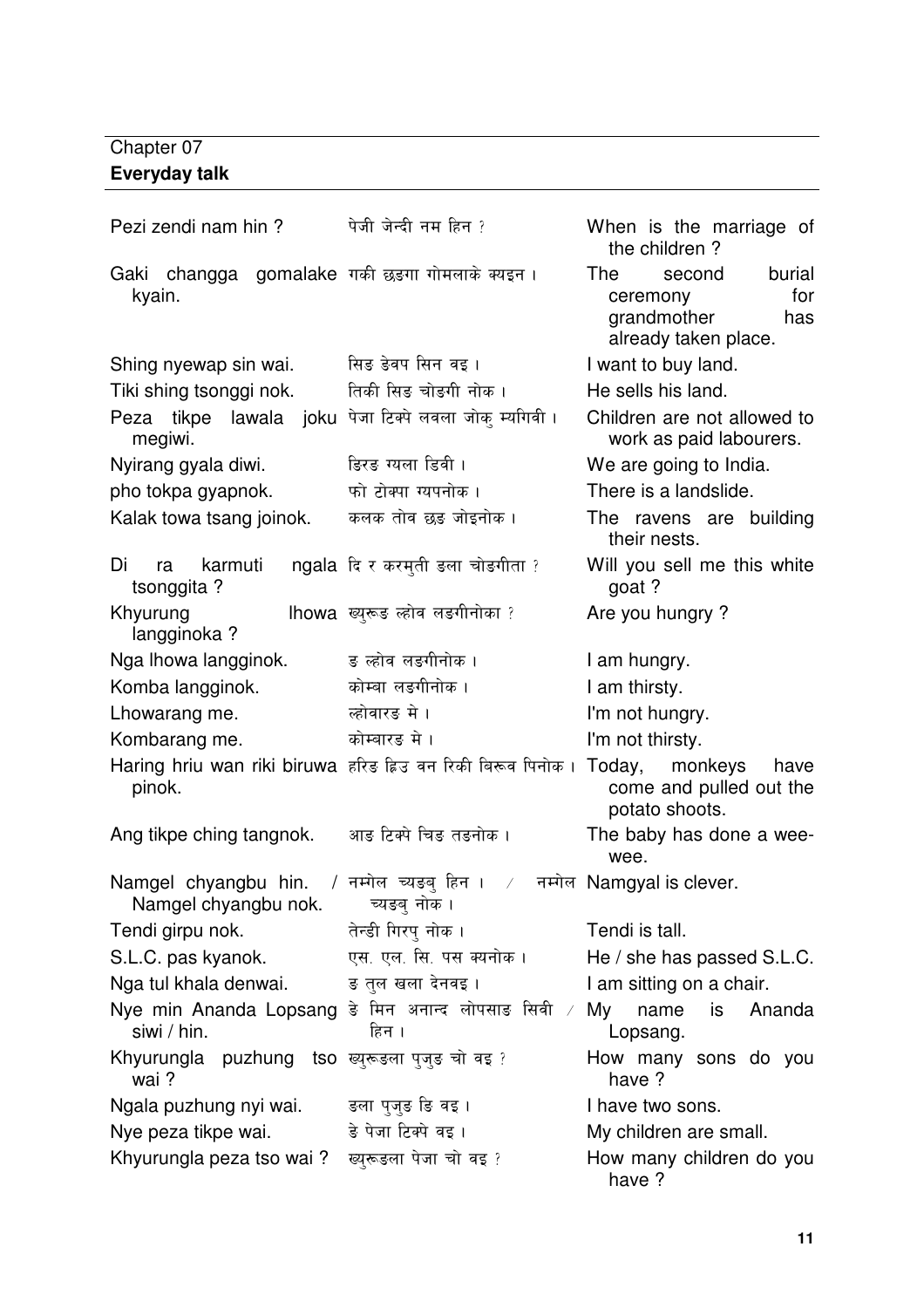Chapter 07

**Everyday talk**

| | | |
|---|---|---|
| Pezi zendi nam hin ? | पेजी जेन्दी नम हिन ? | When is the marriage of the children ? |
| Gaki changga gomalake kyain. | गकी छङगा गोमलाके क्यइन । | The second burial ceremony for grandmother has already taken place. |
| Shing nyewap sin wai. | सिङ ङेवप सिन वइ । | I want to buy land. |
| Tiki shing tsonggi nok. | तिकी सिङ चोङगी नोक । | He sells his land. |
| Peza tikpe lawala joku megiwi. | पेजा टिक्पे लवला जोकु म्यगिवी । | Children are not allowed to work as paid labourers. |
| Nyirang gyala diwi. | ङिरङ ग्यला डिवी । | We are going to India. |
| pho tokpa gyapnok. | फो टोक्पा ग्यपनोक । | There is a landslide. |
| Kalak towa tsang joinok. | कलक तोव छङ जोइनोक । | The ravens are building their nests. |
| Di ra karmuti ngala tsonggita ? | दि र करमुती ङला चोङगीता ? | Will you sell me this white goat ? |
| Khyurung lhowa langginoka ? | ख्युरूङ ल्होव लङगीनोका ? | Are you hungry ? |
| Nga lhowa langginok. | ङ ल्होव लङगीनोक । | I am hungry. |
| Komba langginok. | कोम्बा लङगीनोक । | I am thirsty. |
| Lhowarang me. | ल्होवारङ मे । | I'm not hungry. |
| Kombarang me. | कोम्बारङ मे । | I'm not thirsty. |
| Haring hriu wan riki biruwa pinok. | हरिङ ह्रिउ वन रिकी बिरूव पिनोक । | Today, monkeys have come and pulled out the potato shoots. |
| Ang tikpe ching tangnok. | आङ टिक्पे चिङ तङनोक । | The baby has done a wee-wee. |
| Namgel chyangbu hin. / Namgel chyangbu nok. | नम्गेल च्यङबु हिन । / नम्गेल च्यङबु नोक । | Namgyal is clever. |
| Tendi girpu nok. | तेन्डी गिरपु नोक । | Tendi is tall. |
| S.L.C. pas kyanok. | एस. एल. सि. पस क्यनोक । | He / she has passed S.L.C. |
| Nga tul khala denwai. | ङ तुल खला देनवइ । | I am sitting on a chair. |
| Nye min Ananda Lopsang siwi / hin. | ङे मिन अनान्द लोपसाङ सिवी / हिन । | My name is Ananda Lopsang. |
| Khyurungla puzhung tso wai ? | ख्युरूङला पुजुङ चो वइ ? | How many sons do you have ? |
| Ngala puzhung nyi wai. | ङला पुजुङ ङि वइ । | I have two sons. |
| Nye peza tikpe wai. | ङे पेजा टिक्पे वइ । | My children are small. |
| Khyurungla peza tso wai ? | ख्युरूङला पेजा चो वइ ? | How many children do you have ? |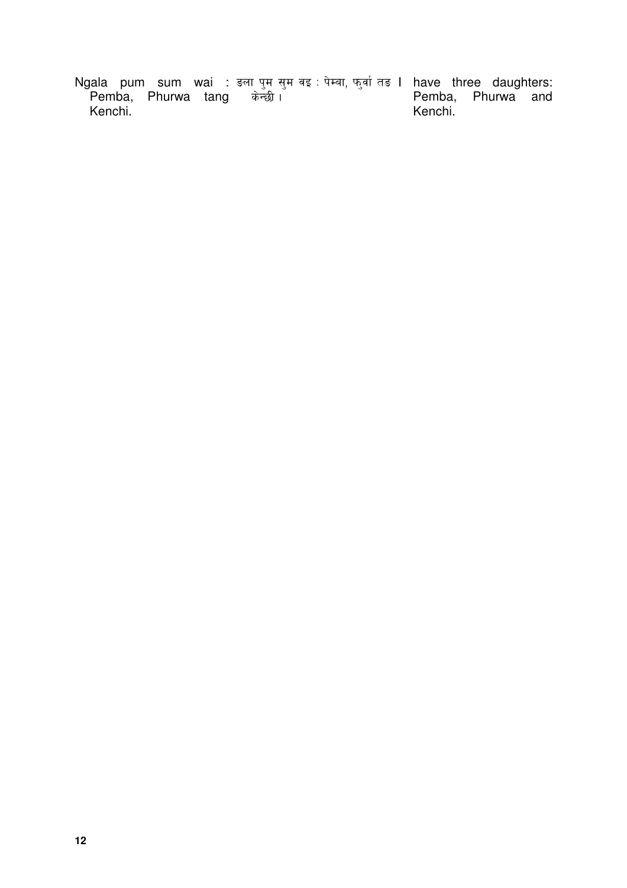| | | |
|---|---|---|
| Ngala pum sum wai : Pemba, Phurwa tang Kenchi. | ङला पुम सुम वइ : पेम्बा, फुर्वा तङ केन्छी। | I have three daughters: Pemba, Phurwa and Kenchi. |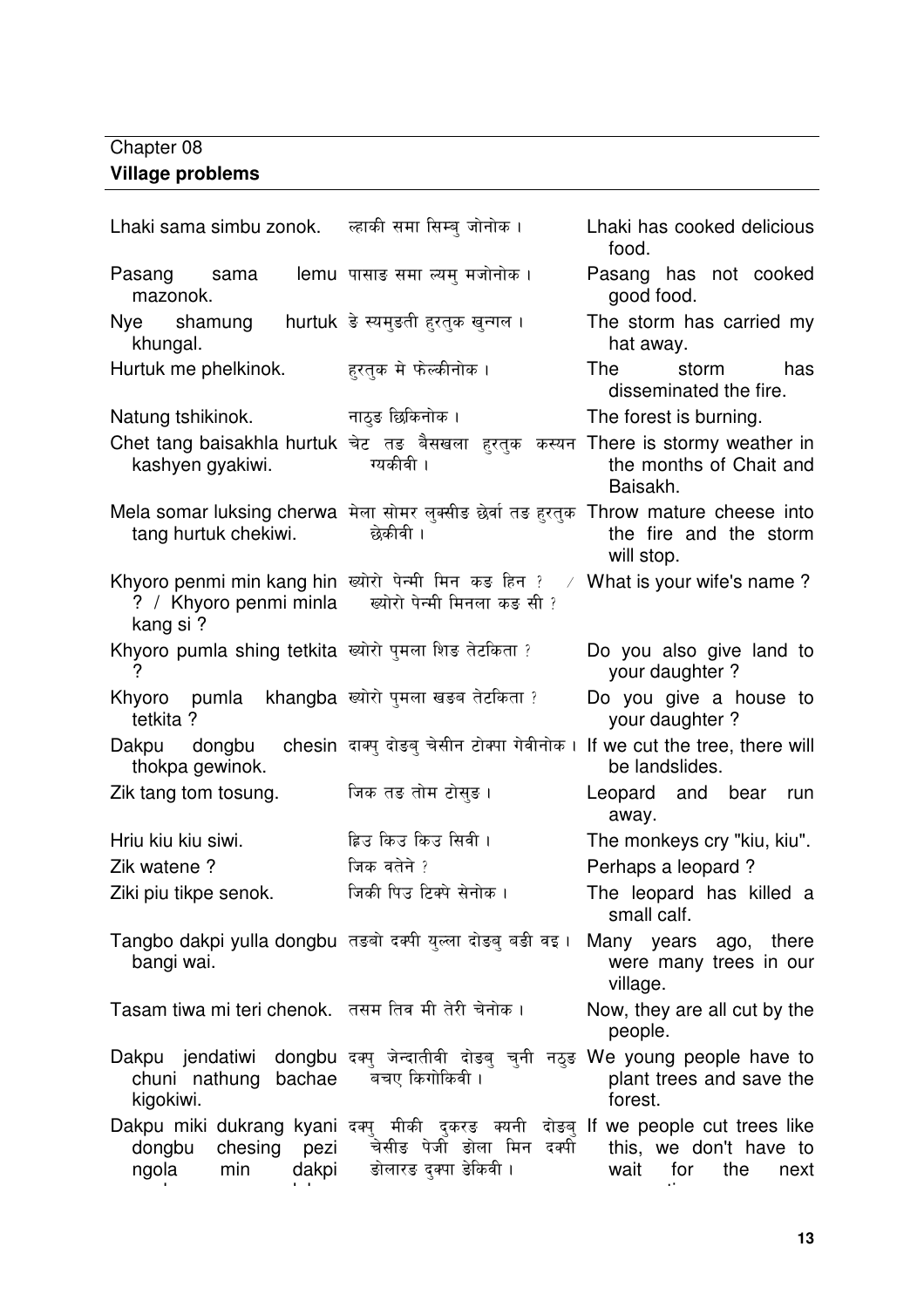Chapter 08

**Village problems**

| | | |
|---|---|---|
| Lhaki sama simbu zonok. | ल्हाकी समा सिम्बु जोनोक। | Lhaki has cooked delicious food. |
| Pasang sama lemu mazonok. | पासाङ समा ल्यमु मजोनोक। | Pasang has not cooked good food. |
| Nye shamung hurtuk khungal. | ङे स्यमुङती हुरतुक खुन्गाल। | The storm has carried my hat away. |
| Hurtuk me phelkinok. | हुरतुक मे फेल्कीनोक। | The storm has disseminated the fire. |
| Natung tshikinok. | नाठुङ छिकिनोक। | The forest is burning. |
| Chet tang baisakhla hurtuk kashyen gyakiwi. | चेट तङ बैसखला हुरतुक कस्यन ग्यकीवी। | There is stormy weather in the months of Chait and Baisakh. |
| Mela somar luksing cherwa tang hurtuk chekiwi. | मेला सोमर लुक्सीङ छेर्वा तङ हुरतुक छेकीवी। | Throw mature cheese into the fire and the storm will stop. |
| Khyoro penmi min kang hin ? / Khyoro penmi minla kang si ? | ख्योरो पेन्मी मिन कङ हिन ? / ख्योरो पेन्मी मिनला कङ सी ? | What is your wife's name ? |
| Khyoro pumla shing tetkita ? | ख्योरो पुमला शिङ तेटकिता ? | Do you also give land to your daughter ? |
| Khyoro pumla khangba tetkita ? | ख्योरो पुमला खङब तेटकिता ? | Do you give a house to your daughter ? |
| Dakpu dongbu chesin thokpa gewinok. | दाक्पु दोङबु चेसीन टोक्पा गेवीनोक। | If we cut the tree, there will be landslides. |
| Zik tang tom tosung. | जिक तङ तोम टोसुङ। | Leopard and bear run away. |
| Hriu kiu kiu siwi. | ह्रिउ किउ किउ सिवी। | The monkeys cry "kiu, kiu". |
| Zik watene ? | जिक वतेने ? | Perhaps a leopard ? |
| Ziki piu tikpe senok. | जिकी पिउ टिक्पे सेनोक। | The leopard has killed a small calf. |
| Tangbo dakpi yulla dongbu bangi wai. | तङबो दक्पी युल्ला दोङबु बङी वइ। | Many years ago, there were many trees in our village. |
| Tasam tiwa mi teri chenok. | तसम तिव मी तेरी चेनोक। | Now, they are all cut by the people. |
| Dakpu jendatiwi dongbu chuni nathung bachae kigokiwi. | दक्पु जेन्दातीवी दोङबु चुनी नठुङ बचए किगोकिवी। | We young people have to plant trees and save the forest. |
| Dakpu miki dukrang kyani dongbu chesing pezi ngola min dakpi | दक्पु मीकी दुकरङ क्यनी दोङबु चेसीङ पेजी ङोला मिन दक्पी ङोलारङ दुक्पा ङेकिवी। | If we people cut trees like this, we don't have to wait for the next |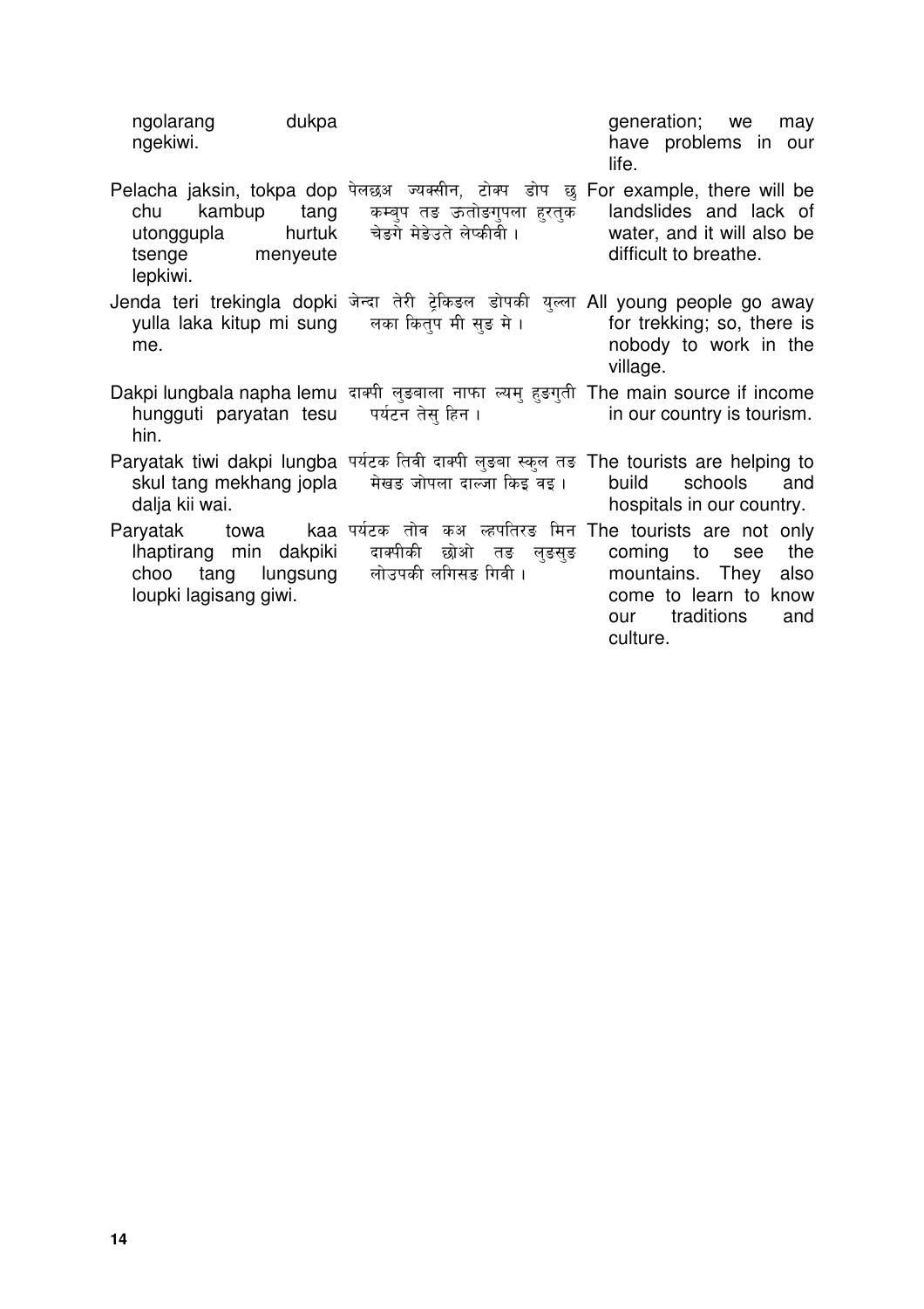| | | |
|---|---|---|
| ngolarang dukpa ngekiwi. | | generation; we may have problems in our life. |
| Pelacha jaksin, tokpa dop chu kambup tang utonggupla hurtuk tsenge menyeute lepkiwi. | पेलछअ ज्यक्सीन, टोक्प डोप छु कम्बुप तङ ऊतोङगुपला हुरतुक चेङगे मेङेउते लेप्कीवी । | For example, there will be landslides and lack of water, and it will also be difficult to breathe. |
| Jenda teri trekingla dopki yulla laka kitup mi sung me. | जेन्दा तेरी ट्रेकिङल डोपकी युल्ला लका कितुप मी सुङ मे । | All young people go away for trekking; so, there is nobody to work in the village. |
| Dakpi lungbala napha lemu hungguti paryatan tesu hin. | दाक्पी लुङबाला नाफा ल्यमु हुङगुती पर्यटन तेसु हिन । | The main source if income in our country is tourism. |
| Paryatak tiwi dakpi lungba skul tang mekhang jopla dalja kii wai. | पर्यटक तिवी दाक्पी लुङबा स्कुल तङ मेखङ जोपला दाल्जा किइ वइ । | The tourists are helping to build schools and hospitals in our country. |
| Paryatak towa kaa lhaptirang min dakpiki choo tang lungsung loupki lagisang giwi. | पर्यटक तोव कअ ल्हपतिरङ मिन दाक्पीकी छोओ तङ लुङसुङ लोउपकी लगिसङ गिवी । | The tourists are not only coming to see the mountains. They also come to learn to know our traditions and culture. |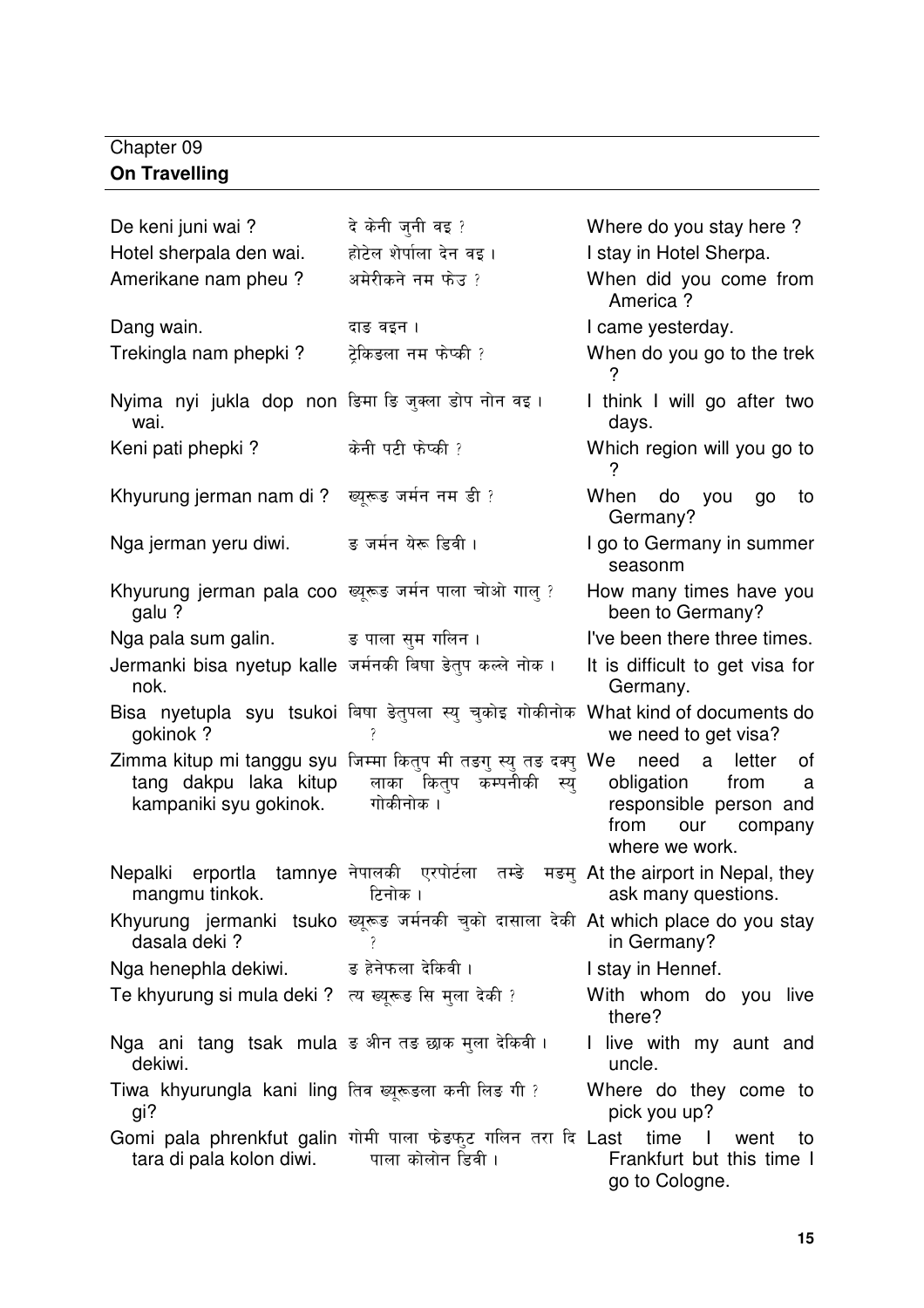Chapter 09

**On Travelling**

| | | |
|---|---|---|
| De keni juni wai ? | दे केनी जुनी वइ ? | Where do you stay here ? |
| Hotel sherpala den wai. | होटेल शेर्पाला देन वइ । | I stay in Hotel Sherpa. |
| Amerikane nam pheu ? | अमेरीकने नम फेउ ? | When did you come from America ? |
| Dang wain. | दाङ वइन । | I came yesterday. |
| Trekingla nam phepki ? | ट्रेकिङला नम फेप्की ? | When do you go to the trek ? |
| Nyima nyi jukla dop non wai. | ञिमा ञि जुक्ला डोप नोन वइ । | I think I will go after two days. |
| Keni pati phepki ? | केनी पटी फेप्की ? | Which region will you go to ? |
| Khyurung jerman nam di ? | ख्यूरूङ जर्मन नम डी ? | When do you go to Germany? |
| Nga jerman yeru diwi. | ङ जर्मन येरू डिवी । | I go to Germany in summer seasonm |
| Khyurung jerman pala coo galu ? | ख्यूरूङ जर्मन पाला चोओ गालु ? | How many times have you been to Germany? |
| Nga pala sum galin. | ङ पाला सुम गलिन । | I've been there three times. |
| Jermanki bisa nyetup kalle nok. | जर्मनकी बिषा ङेतुप कल्ले नोक । | It is difficult to get visa for Germany. |
| Bisa nyetupla syu tsukoi gokinok ? | बिषा ङेतुपला स्यु चुकोइ गोकीनोक ? | What kind of documents do we need to get visa? |
| Zimma kitup mi tanggu syu tang dakpu laka kitup kampaniki syu gokinok. | जिम्मा कितुप मी तङगु स्यु तङ दक्पु लाका कितुप कम्पनीकी स्यु गोकीनोक । | We need a letter of obligation from a responsible person and from our company where we work. |
| Nepalki erportla tamnye mangmu tinkok. | नेपालकी एरपोर्टला तम्ङे मङमु टिनोक । | At the airport in Nepal, they ask many questions. |
| Khyurung jermanki tsuko dasala deki ? | ख्यूरूङ जर्मनकी चुको दासाला देकी ? | At which place do you stay in Germany? |
| Nga henephla dekiwi. | ङ हेनेफला देकिवी । | I stay in Hennef. |
| Te khyurung si mula deki ? | त्य ख्यूरूङ सि मुला देकी ? | With whom do you live there? |
| Nga ani tang tsak mula dekiwi. | ङ अीन तङ छाक मुला देकिवी । | I live with my aunt and uncle. |
| Tiwa khyurungla kani ling gi? | तिव ख्यूरूङला कनी लिङ गी ? | Where do they come to pick you up? |
| Gomi pala phrenkfut galin tara di pala kolon diwi. | गोमी पाला फ्रेङफुट गलिन तरा दि पाला कोलोन डिवी । | Last time I went to Frankfurt but this time I go to Cologne. |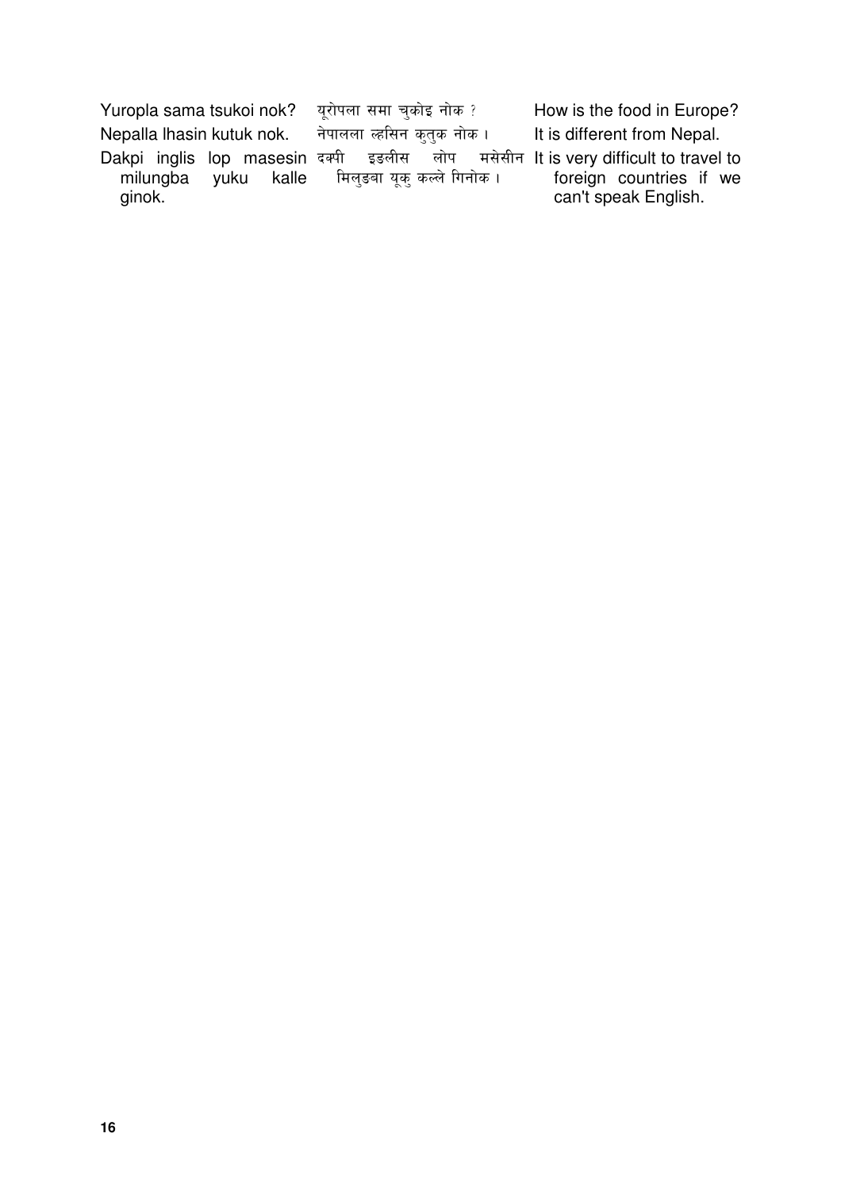| | | |
|---|---|---|
| Yuropla sama tsukoi nok? | यूरोपला समा चुकोइ नोक ? | How is the food in Europe? |
| Nepalla lhasin kutuk nok. | नेपालला ल्हसिन कुतुक नोक। | It is different from Nepal. |
| Dakpi inglis lop masesin milungba yuku kalle ginok. | दक्पी इङलीस लोप मसेसीन मिलुङबा यूकु कल्ले गिनोक। | It is very difficult to travel to foreign countries if we can't speak English. |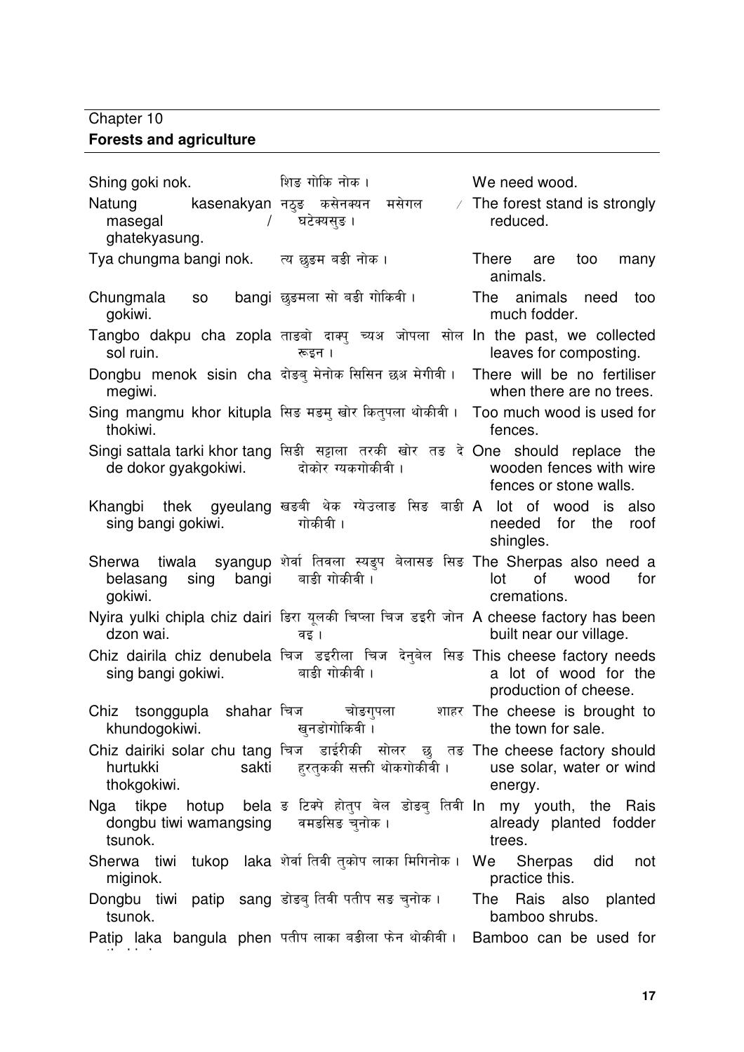## Chapter 10
### Forests and agriculture

| | | |
|---|---|---|
| Shing goki nok. | शिङ गोकि नोक । | We need wood. |
| Natung kasenakyan masegal / ghatekyasung. | नठुङ कसेनक्यन मसेगल / घटेक्यसुङ । | The forest stand is strongly reduced. |
| Tya chungma bangi nok. | त्य छुङम बङी नोक । | There are too many animals. |
| Chungmala so bangi gokiwi. | छुङमला सो बङी गोकिवी । | The animals need too much fodder. |
| Tangbo dakpu cha zopla sol ruin. | ताङबो दाक्पु च्यअ जोपला सोल रूइन । | In the past, we collected leaves for composting. |
| Dongbu menok sisin cha megiwi. | दोङबु मेनोक सिसिन छअ मेगीवी । | There will be no fertiliser when there are no trees. |
| Sing mangmu khor kitupla thokiwi. | सिङ मङमु खोर कितुपला थोकीवी । | Too much wood is used for fences. |
| Singi sattala tarki khor tang de dokor gyakgokiwi. | सिङी सट्टाला तरकी खोर तङ दे दोकोर ग्यकगोकीवी । | One should replace the wooden fences with wire fences or stone walls. |
| Khangbi thek gyeulang sing bangi gokiwi. | खङबी थेक ग्येउलाङ सिङ बाङी गोकीवी । | A lot of wood is also needed for the roof shingles. |
| Sherwa tiwala syangup belasang sing bangi gokiwi. | शेर्वा तिवला स्यङुप बेलासङ सिङ बाङी गोकीवी । | The Sherpas also need a lot of wood for cremations. |
| Nyira yulki chipla chiz dairi dzon wai. | ङिरा यूलकी चिप्ला चिज डइरी जोन वइ । | A cheese factory has been built near our village. |
| Chiz dairila chiz denubela sing bangi gokiwi. | चिज डइरीला चिज देनुबेल सिङ बाङी गोकीवी । | This cheese factory needs a lot of wood for the production of cheese. |
| Chiz tsonggupla shahar khundogokiwi. | चिज चोङगुपला शाहर खुनडोगोकिवी । | The cheese is brought to the town for sale. |
| Chiz dairiki solar chu tang hurtukki sakti thokgokiwi. | चिज डाईरीकी सोलर छु तङ हुरतुककी सक्ती थोकगोकीवी । | The cheese factory should use solar, water or wind energy. |
| Nga tikpe hotup bela dongbu tiwi wamangsing tsunok. | ङ टिक्पे होतुप बेल डोङबु तिवी वमङसिङ चुनोक । | In my youth, the Rais already planted fodder trees. |
| Sherwa tiwi tukop laka miginok. | शेर्वा तिवी तुकोप लाका मिगिनोक । | We Sherpas did not practice this. |
| Dongbu tiwi patip sang tsunok. | डोङबु तिवी पतीप सङ चुनोक । | The Rais also planted bamboo shrubs. |
| Patip laka bangula phen ... | पतीप लाका बङीला फेन थोकीवी । | Bamboo can be used for ... |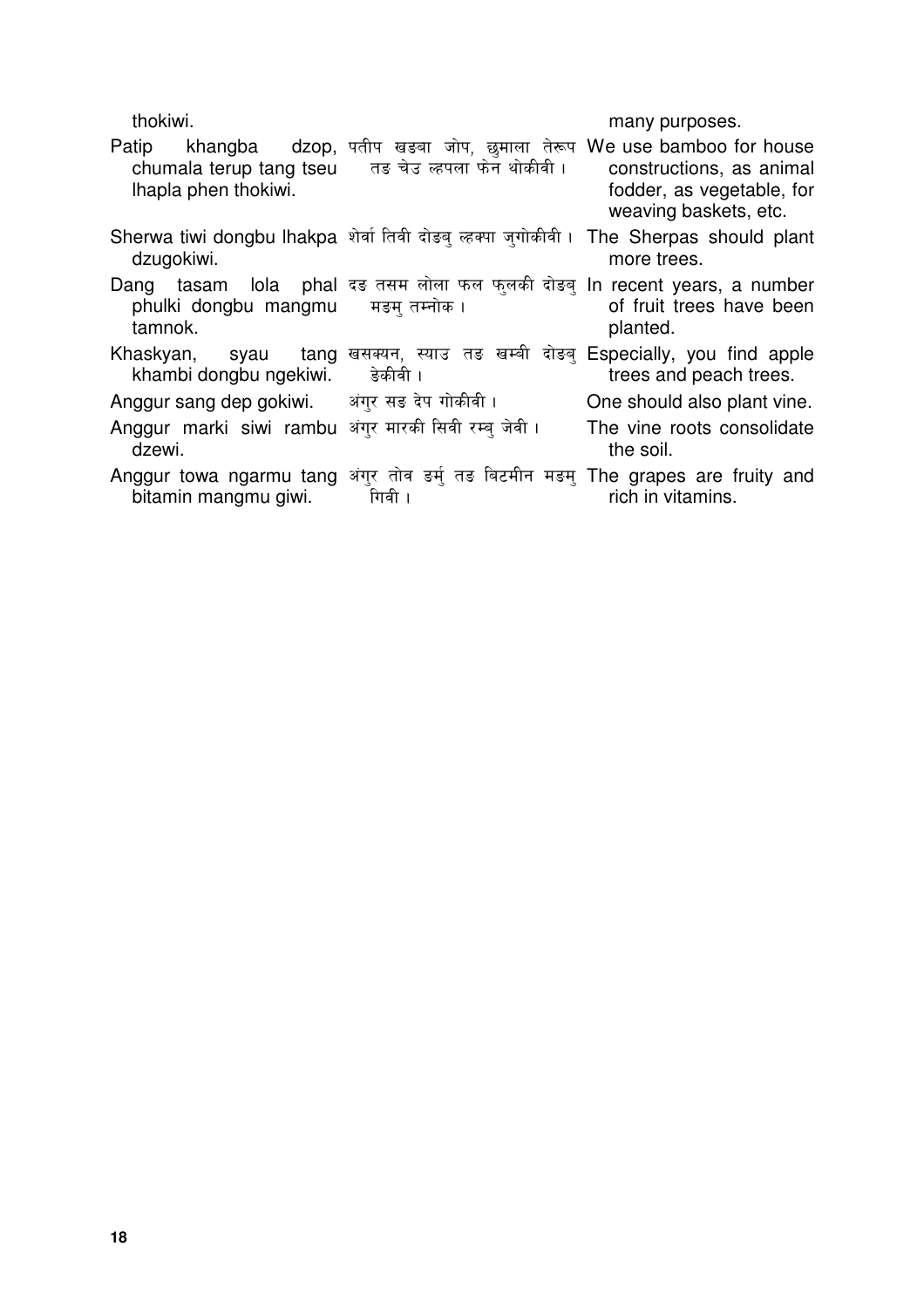| | | |
|---|---|---|
| thokiwi. | | many purposes. |
| Patip khangba dzop, chumala terup tang tseu lhapla phen thokiwi. | पतीप खङबा जोप, छुमाला तेरूप तङ चेउ ल्हपला फेन थोकीवी। | We use bamboo for house constructions, as animal fodder, as vegetable, for weaving baskets, etc. |
| Sherwa tiwi dongbu lhakpa dzugokiwi. | शेर्वा तिवी दोङबु ल्हक्पा जुगोकीवी। | The Sherpas should plant more trees. |
| Dang tasam lola phal phulki dongbu mangmu tamnok. | दङ तसम लोला फल फुलकी दोङबु मङमु तम्नोक। | In recent years, a number of fruit trees have been planted. |
| Khaskyan, syau tang khambi dongbu ngekiwi. | खसक्यन, स्याउ तङ खम्बी दोङबु ङेकीवी। | Especially, you find apple trees and peach trees. |
| Anggur sang dep gokiwi. | अंगुर सङ देप गोकीवी। | One should also plant vine. |
| Anggur marki siwi rambu dzewi. | अंगुर मारकी सिवी रम्बु जेवी। | The vine roots consolidate the soil. |
| Anggur towa ngarmu tang bitamin mangmu giwi. | अंगुर तोव ङर्मु तङ बिटमीन मङमु गिवी। | The grapes are fruity and rich in vitamins. |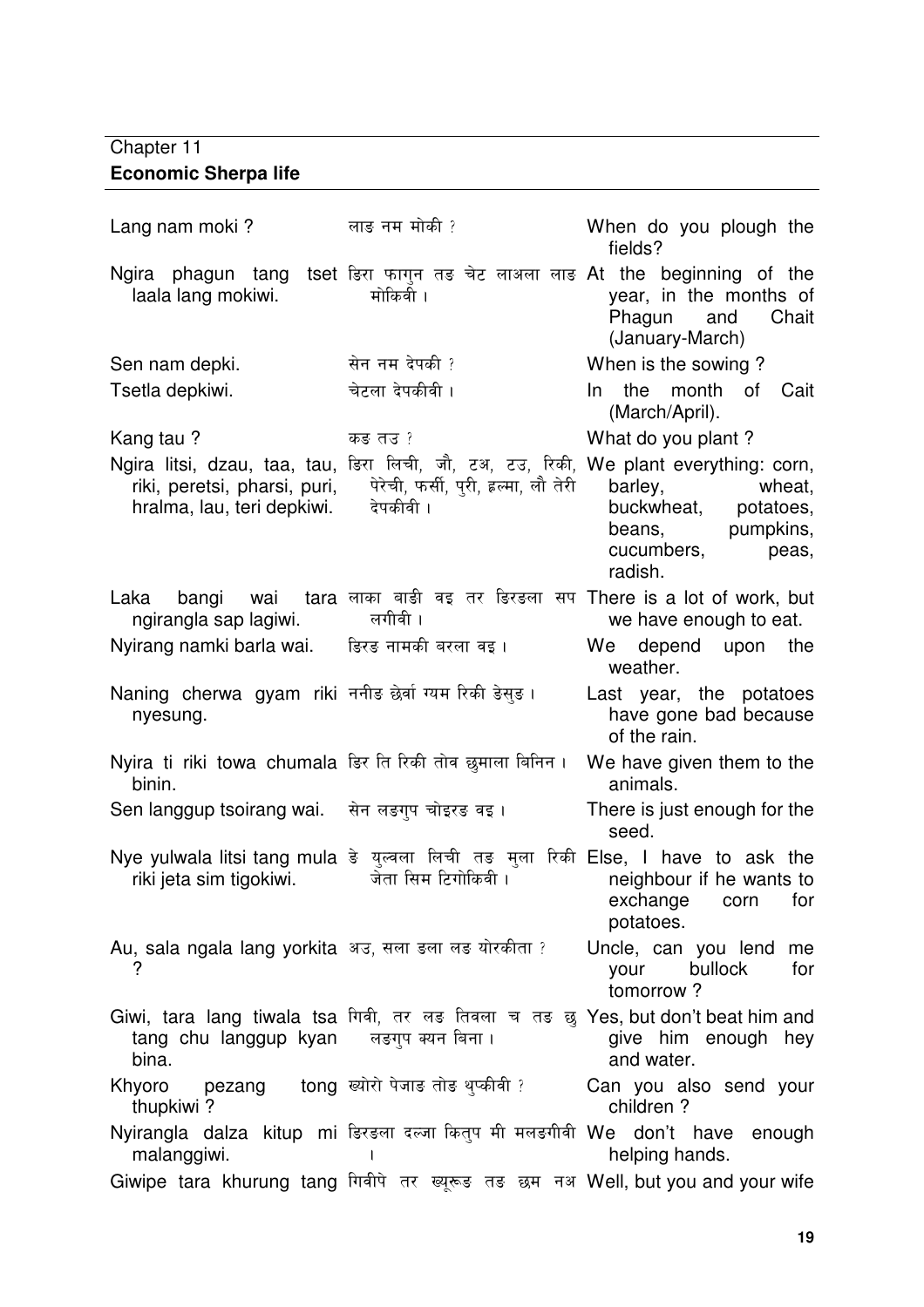Chapter 11

**Economic Sherpa life**

| | | |
|---|---|---|
| Lang nam moki ? | लाङ नम मोकी ? | When do you plough the fields? |
| Ngira phagun tang tset laala lang mokiwi. | ङिरा फागुन तङ चेट लाअला लाङ मोकिवी । | At the beginning of the year, in the months of Phagun and Chait (January-March) |
| Sen nam depki. | सेन नम देपकी ? | When is the sowing ? |
| Tsetla depkiwi. | चेटला देपकीवी । | In the month of Cait (March/April). |
| Kang tau ? | कङ तउ ? | What do you plant ? |
| Ngira litsi, dzau, taa, tau, riki, peretsi, pharsi, puri, hralma, lau, teri depkiwi. | ङिरा लिची, जौ, टअ, टउ, रिकी, पेरेची, फर्सी, पुरी, ह्रल्मा, लौ तेरी देपकीवी । | We plant everything: corn, barley, wheat, buckwheat, potatoes, beans, pumpkins, cucumbers, peas, radish. |
| Laka bangi wai tara ngirangla sap lagiwi. | लाका बाङी वइ तर ङिरङला सप लगीवी । | There is a lot of work, but we have enough to eat. |
| Nyirang namki barla wai. | ङिरङ नामकी बरला वइ । | We depend upon the weather. |
| Naning cherwa gyam riki nyesung. | ननीङ छेर्वा ग्यम रिकी ङेसुङ । | Last year, the potatoes have gone bad because of the rain. |
| Nyira ti riki towa chumala binin. | ङिर ति रिकी तोव छुमाला बिनिन । | We have given them to the animals. |
| Sen langgup tsoirang wai. | सेन लङगुप चोइरङ वइ । | There is just enough for the seed. |
| Nye yulwala litsi tang mula riki jeta sim tigokiwi. | ङे युल्वला लिची तङ मुला रिकी जेता सिम टिगोकिवी । | Else, I have to ask the neighbour if he wants to exchange corn for potatoes. |
| Au, sala ngala lang yorkita ? | अउ, सला ङला लङ योरकीता ? | Uncle, can you lend me your bullock for tomorrow ? |
| Giwi, tara lang tiwala tsa tang chu langgup kyan bina. | गिवी, तर लङ तिवला च तङ छु लङगुप क्यन बिना । | Yes, but don't beat him and give him enough hey and water. |
| Khyoro pezang tong thupkiwi ? | ख्योरो पेजाङ तोङ थुप्कीवी ? | Can you also send your children ? |
| Nyirangla dalza kitup mi malanggiwi. | ङिरङला दल्जा कितुप मी मलङगीवी । | We don't have enough helping hands. |
| Giwipe tara khurung tang | गिवीपे तर ख्यूरूङ तङ छम नअ | Well, but you and your wife |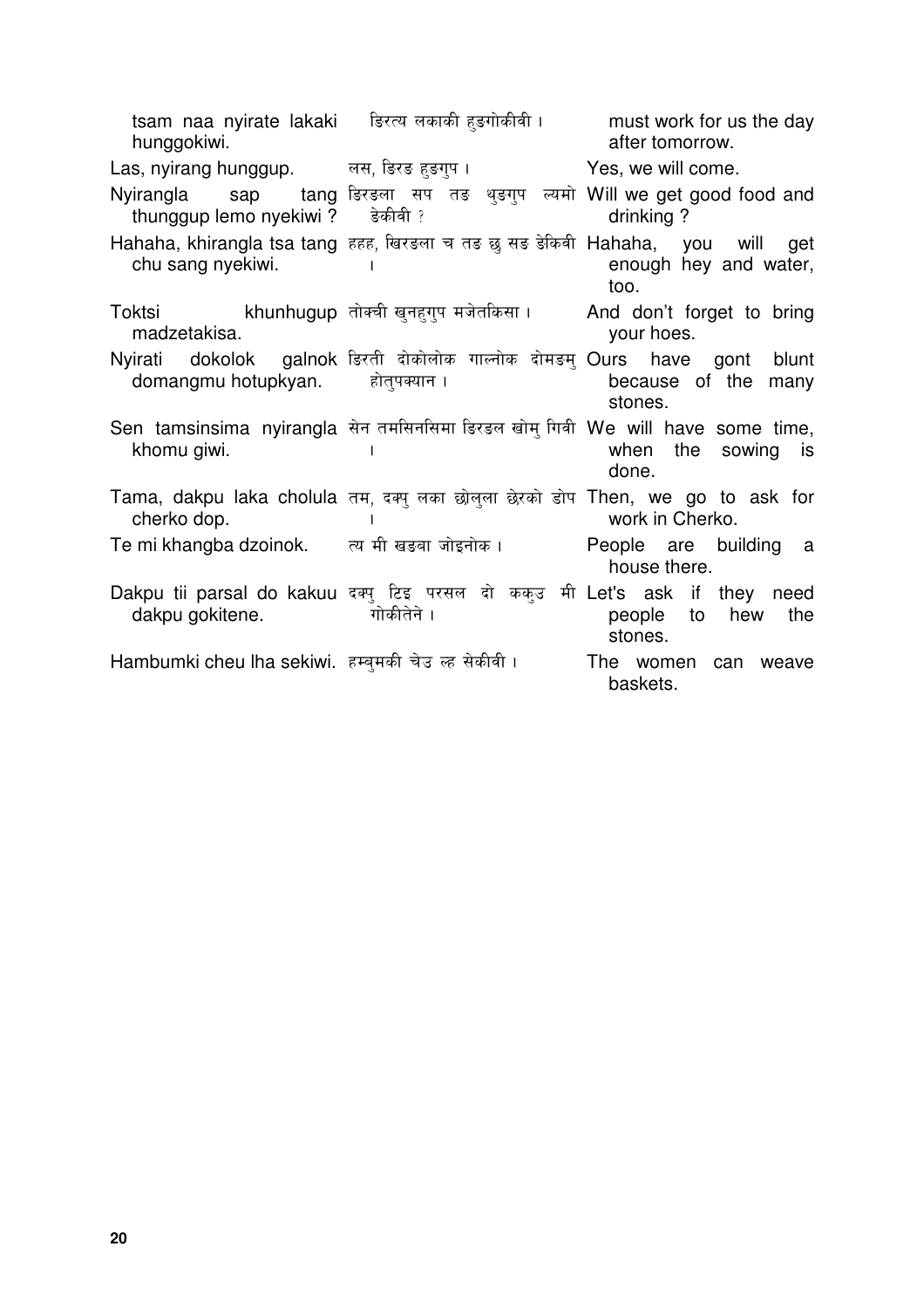| | | |
|---|---|---|
| tsam naa nyirate lakaki hunggokiwi. | ङिरत्य लकाकी हुङगोकीवी । | must work for us the day after tomorrow. |
| Las, nyirang hunggup. | लस, ङिरङ हुङगुप । | Yes, we will come. |
| Nyirangla sap tang thunggup lemo nyekiwi ? | ङिरङला सप तङ थुङगुप ल्यमो ङेकीवी ? | Will we get good food and drinking ? |
| Hahaha, khirangla tsa tang chu sang nyekiwi. | हहह, खिरङला च तङ छु सङ ङेकिवी । | Hahaha, you will get enough hey and water, too. |
| Toktsi khunhugup madzetakisa. | तोक्ची खुनहुगुप मजेतकिसा । | And don't forget to bring your hoes. |
| Nyirati dokolok galnok domangmu hotupkyan. | ङिरती दोकोलोक गाल्नोक दोमङमु होतुपक्यान । | Ours have gont blunt because of the many stones. |
| Sen tamsinsima nyirangla khomu giwi. | सेन तमसिनसिमा ङिरङल खोमु गिवी । | We will have some time, when the sowing is done. |
| Tama, dakpu laka cholula cherko dop. | तम, दक्पु लका छोलुला छेरको डोप । | Then, we go to ask for work in Cherko. |
| Te mi khangba dzoinok. | त्य मी खङबा जोइनोक । | People are building a house there. |
| Dakpu tii parsal do kakuu dakpu gokitene. | दक्पु टिइ परसल दो ककुउ मी गोकीतेने । | Let's ask if they need people to hew the stones. |
| Hambumki cheu lha sekiwi. | हम्बुमकी चेउ ल्ह सेकीवी । | The women can weave baskets. |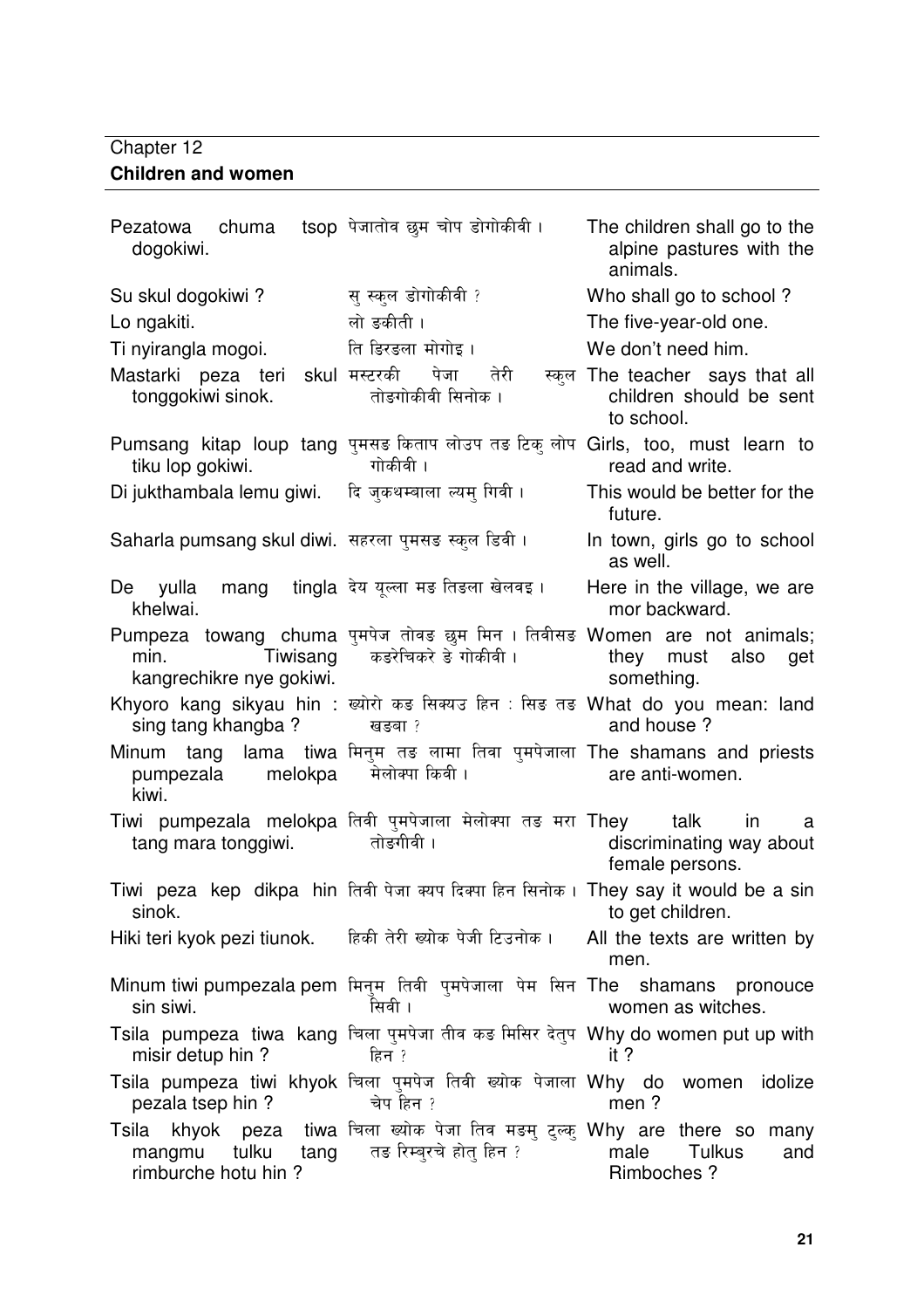## Chapter 12
**Children and women**

| | | |
|---|---|---|
| Pezatowa chuma tsop dogokiwi. | पेजातोव छुम चोप डोगोकीवी । | The children shall go to the alpine pastures with the animals. |
| Su skul dogokiwi ? | सु स्कुल डोगोकीवी ? | Who shall go to school ? |
| Lo ngakiti. | लो ङकीती । | The five-year-old one. |
| Ti nyirangla mogoi. | ति ङिरङला मोगोइ । | We don't need him. |
| Mastarki peza teri skul tonggokiwi sinok. | मस्टरकी पेजा तेरी स्कुल तोङगोकीवी सिनोक । | The teacher says that all children should be sent to school. |
| Pumsang kitap loup tang tiku lop gokiwi. | पुमसङ किताप लोउप तङ टिकु लोप गोकीवी । | Girls, too, must learn to read and write. |
| Di jukthambala lemu giwi. | दि जुकथम्बाला ल्यमु गिवी । | This would be better for the future. |
| Saharla pumsang skul diwi. | सहरला पुमसङ स्कुल डिवी । | In town, girls go to school as well. |
| De yulla mang tingla khelwai. | देय यूल्ला मङ तिङला खेलवइ । | Here in the village, we are mor backward. |
| Pumpeza towang chuma min. Tiwisang kangrechikre nye gokiwi. | पुमपेज तोवङ छुम मिन । तिवीसङ कङरेचिकरे ञे गोकीवी । | Women are not animals; they must also get something. |
| Khyoro kang sikyau hin : sing tang khangba ? | ख्योरो कङ सिक्यउ हिन : सिङ तङ खङबा ? | What do you mean: land and house ? |
| Minum tang lama tiwa pumpezala melokpa kiwi. | मिनुम तङ लामा तिवा पुमपेजाला मेलोक्पा किवी । | The shamans and priests are anti-women. |
| Tiwi pumpezala melokpa tang mara tonggiwi. | तिवी पुमपेजाला मेलोक्पा तङ मरा तोङगीवी । | They talk in a discriminating way about female persons. |
| Tiwi peza kep dikpa hin sinok. | तिवी पेजा क्यप दिक्पा हिन सिनोक । | They say it would be a sin to get children. |
| Hiki teri kyok pezi tiunok. | हिकी तेरी ख्योक पेजी टिउनोक । | All the texts are written by men. |
| Minum tiwi pumpezala pem sin siwi. | मिनुम तिवी पुमपेजाला पेम सिन सिवी । | The shamans pronouce women as witches. |
| Tsila pumpeza tiwa kang misir detup hin ? | चिला पुमपेजा तीव कङ मिसिर देतुप हिन ? | Why do women put up with it ? |
| Tsila pumpeza tiwi khyok pezala tsep hin ? | चिला पुमपेज तिवी ख्योक पेजाला चेप हिन ? | Why do women idolize men ? |
| Tsila khyok peza tiwa mangmu tulku tang rimburche hotu hin ? | चिला ख्योक पेजा तिव मङमु टुल्कु तङ रिम्बुरचे होतु हिन ? | Why are there so many male Tulkus and Rimboches ? |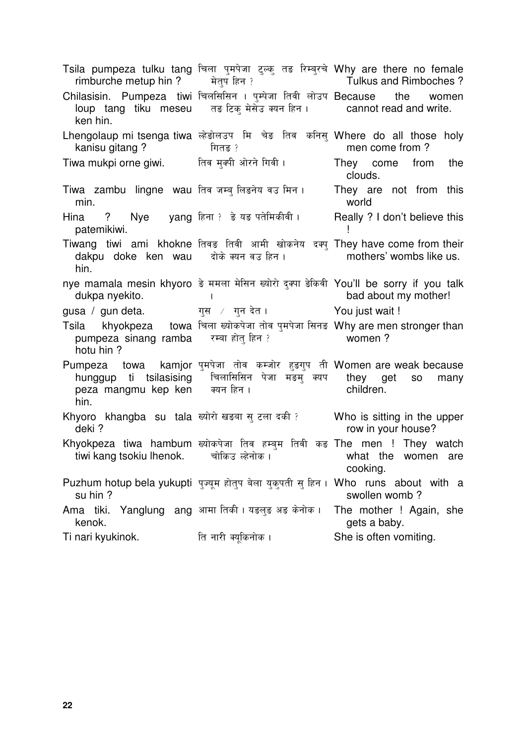| | | |
|---|---|---|
| Tsila pumpeza tulku tang rimburche metup hin ? | चिला पुमपेजा टुल्कु तङ रिम्बुरचे मेतुप हिन ? | Why are there no female Tulkus and Rimboches ? |
| Chilasisin. Pumpeza tiwi loup tang tiku meseu ken hin. | चिलसिसिन । पुम्पेजा तिवी लोउप तङ टिकु मेसेउ क्यन हिन । | Because the women cannot read and write. |
| Lhengolaup mi tsenga tiwa kanisu gitang ? | ल्हेङोलउप मि चेङ तिव कनिसु गितङ ? | Where do all those holy men come from ? |
| Tiwa mukpi orne giwi. | तिव मुक्पी ओरने गिवी । | They come from the clouds. |
| Tiwa zambu lingne wau min. | तिव जम्बु लिङनेय वउ मिन । | They are not from this world |
| Hina ? Nye yang patemikiwi. | हिना ? ङे यङ पतेमिकीवी । | Really ? I don't believe this ! |
| Tiwang tiwi ami khokne dakpu doke ken wau hin. | तिवङ तिवी आमी खोकनेय दक्पु दोके क्यन वउ हिन । | They have come from their mothers' wombs like us. |
| nye mamala mesin khyoro dukpa nyekito. | ङे ममला मेसिन ख्योरो दुक्पा ङेकिवी । | You'll be sorry if you talk bad about my mother! |
| gusa / gun deta. | गुस / गुन देत । | You just wait ! |
| Tsila khyokpeza towa pumpeza sinang ramba hotu hin ? | चिला ख्योकपेजा तोव पुमपेजा सिनङ रम्बा होतु हिन ? | Why are men stronger than women ? |
| Pumpeza towa kamjor hunggup ti tsilasising peza mangmu kep ken hin. | पुमपेजा तोव कम्जोर हुङगुप ती चिलासिसिन पेजा मङमु क्यप क्यन हिन । | Women are weak because they get so many children. |
| Khyoro khangba su tala deki ? | ख्योरो खङबा सु टला दकी ? | Who is sitting in the upper row in your house? |
| Khyokpeza tiwa hambum tiwi kang tsokiu lhenok. | ख्योकपेजा तिव हम्बुम तिवी कङ चोकिउ ल्हेनोक । | The men ! They watch what the women are cooking. |
| Puzhum hotup bela yukupti su hin ? | पुज्यूम होतुप बेला युकुपती सु हिन । | Who runs about with a swollen womb ? |
| Ama tiki. Yanglung ang kenok. | आमा तिकी । यङलुङ अङ केनोक । | The mother ! Again, she gets a baby. |
| Ti nari kyukinok. | ति नारी क्यूकिनोक । | She is often vomiting. |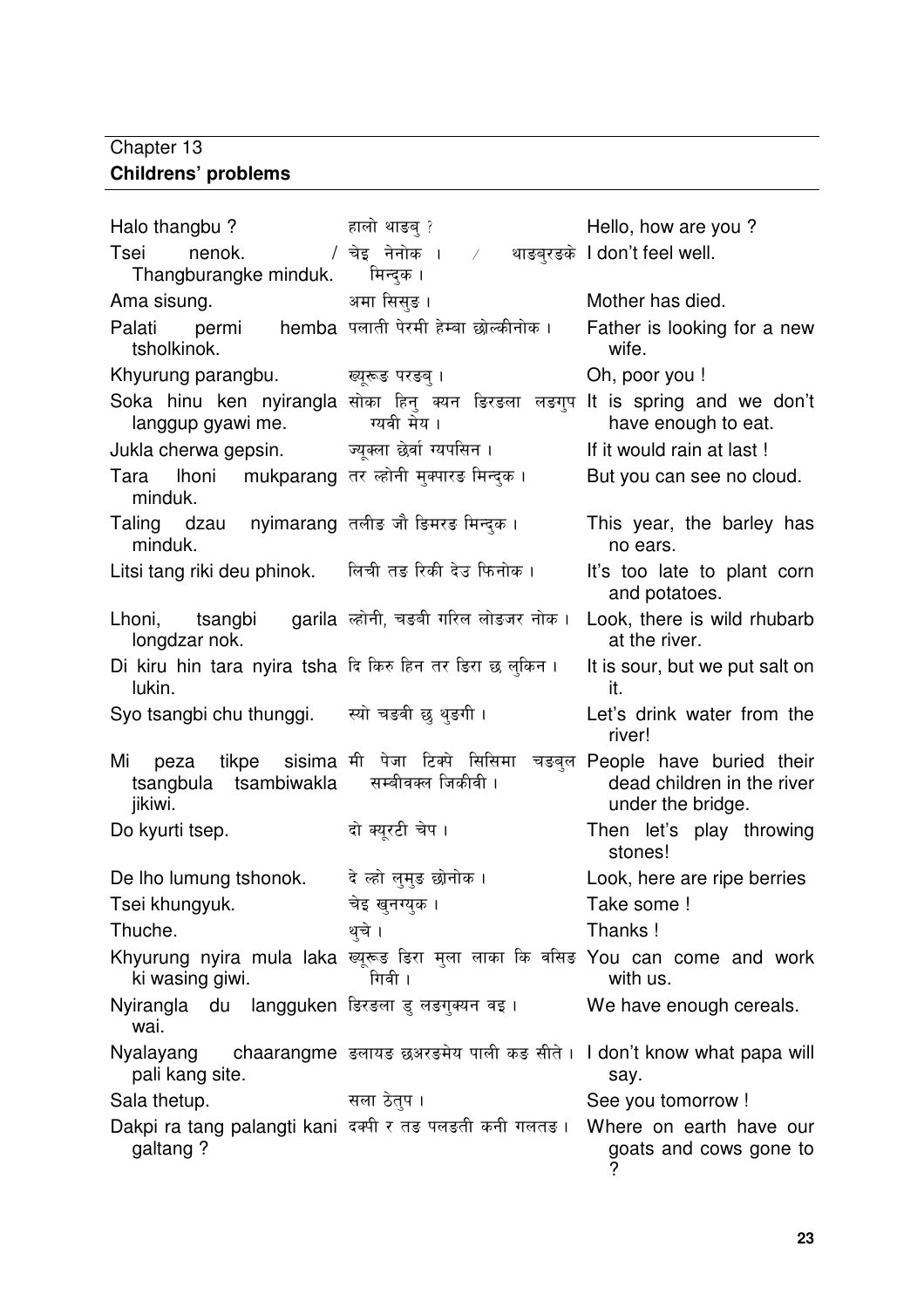Chapter 13

**Childrens' problems**

| | | |
|---|---|---|
| Halo thangbu ? | हालो थाङबु ? | Hello, how are you ? |
| Tsei nenok. / Thangburangke minduk. | चेइ नेनोक । / थाङबुरङके मिन्दुक । | I don't feel well. |
| Ama sisung. | अमा सिसुङ । | Mother has died. |
| Palati permi hemba tsholkinok. | पलाती पेरमी हेम्बा छोल्कीनोक । | Father is looking for a new wife. |
| Khyurung parangbu. | ख्यूरूङ परङबु । | Oh, poor you ! |
| Soka hinu ken nyirangla langgup gyawi me. | सोका हिनु क्यन ङिरङला लङगुप ग्यवी मेय । | It is spring and we don't have enough to eat. |
| Jukla cherwa gepsin. | ज्यूक्ला छेर्वा ग्यपसिन । | If it would rain at last ! |
| Tara lhoni mukparang minduk. | तर ल्होनी मुक्पारङ मिन्दुक । | But you can see no cloud. |
| Taling dzau nyimarang minduk. | तलीङ जौ ङिमरङ मिन्दुक । | This year, the barley has no ears. |
| Litsi tang riki deu phinok. | लिची तङ रिकी देउ फिनोक । | It's too late to plant corn and potatoes. |
| Lhoni, tsangbi garila longdzar nok. | ल्होनी, चङबी गरिल लोङजर नोक । | Look, there is wild rhubarb at the river. |
| Di kiru hin tara nyira tsha lukin. | दि किरु हिन तर ङिरा छ लुकिन । | It is sour, but we put salt on it. |
| Syo tsangbi chu thunggi. | स्यो चङबी छु थुङगी । | Let's drink water from the river! |
| Mi peza tikpe sisima tsangbula tsambiwakla jikiwi. | मी पेजा टिक्पे सिसिमा चङबुल सम्बीवक्ल जिकीवी । | People have buried their dead children in the river under the bridge. |
| Do kyurti tsep. | दो क्यूरटी चेप । | Then let's play throwing stones! |
| De lho lumung tshonok. | दे ल्हो लुमुङ छोनोक । | Look, here are ripe berries |
| Tsei khungyuk. | चेइ खुनग्युक । | Take some ! |
| Thuche. | थुचे । | Thanks ! |
| Khyurung nyira mula laka ki wasing giwi. | ख्यूरूङ ङिरा मुला लाका कि वसिङ गिवी । | You can come and work with us. |
| Nyirangla du langguken wai. | ङिरङला डु लङगुक्यन वइ । | We have enough cereals. |
| Nyalayang chaarangme pali kang site. | ङलायङ छअरङमेय पाली कङ सीते । | I don't know what papa will say. |
| Sala thetup. | सला ठेतुप । | See you tomorrow ! |
| Dakpi ra tang palangti kani galtang ? | दक्पी र तङ पलङती कनी गलतङ । | Where on earth have our goats and cows gone to ? |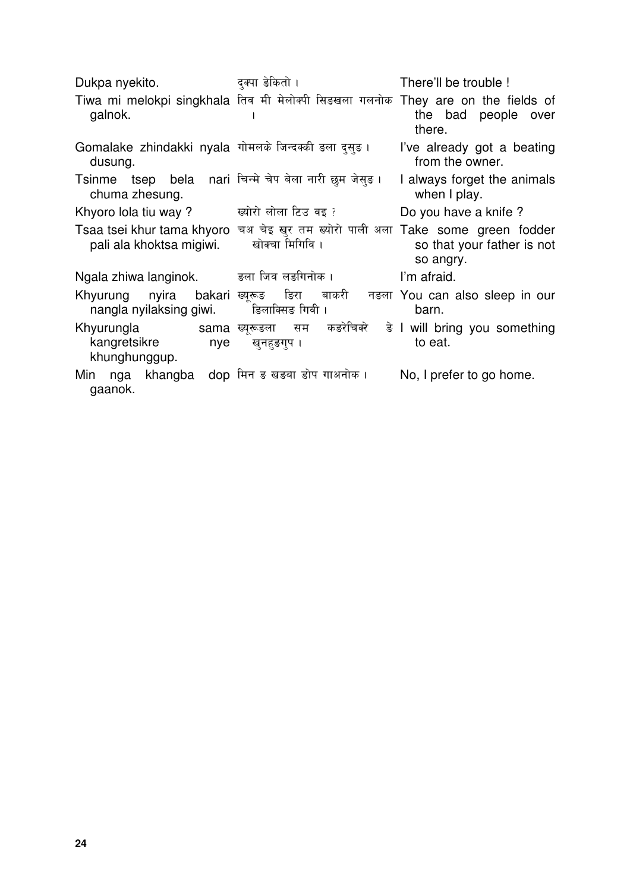| | | |
|---|---|---|
| Dukpa nyekito. | दुक्पा ङेकितो । | There'll be trouble ! |
| Tiwa mi melokpi singkhala galnok. | तिव मी मेलोक्पी सिङखला गलनोक । | They are on the fields of the bad people over there. |
| Gomalake zhindakki nyala dusung. | गोमलके जिन्दक्की ङला दुसुङ । | I've already got a beating from the owner. |
| Tsinme tsep bela nari chuma zhesung. | चिन्मे चेप बेला नारी छुम जेसुङ । | I always forget the animals when I play. |
| Khyoro lola tiu way ? | ख्योरो लोला टिउ वइ ? | Do you have a knife ? |
| Tsaa tsei khur tama khyoro pali ala khoktsa migiwi. | चअ चेइ खुर तम ख्योरो पाली अला खोक्चा मिगिवि । | Take some green fodder so that your father is not so angry. |
| Ngala zhiwa langinok. | ङला जिव लङगिनोक । | I'm afraid. |
| Khyurung nyira bakari nangla nyilaksing giwi. | ख्यूरूङ ङिरा बाकरी नङला ङिलाक्सिङ गिवी । | You can also sleep in our barn. |
| Khyurungla sama kangretsikre nye khunghunggup. | ख्यूरूङला सम कङरेचिक्रे ङे खुनहुङगुप । | I will bring you something to eat. |
| Min nga khangba dop gaanok. | मिन ङ खङबा डोप गाअनोक । | No, I prefer to go home. |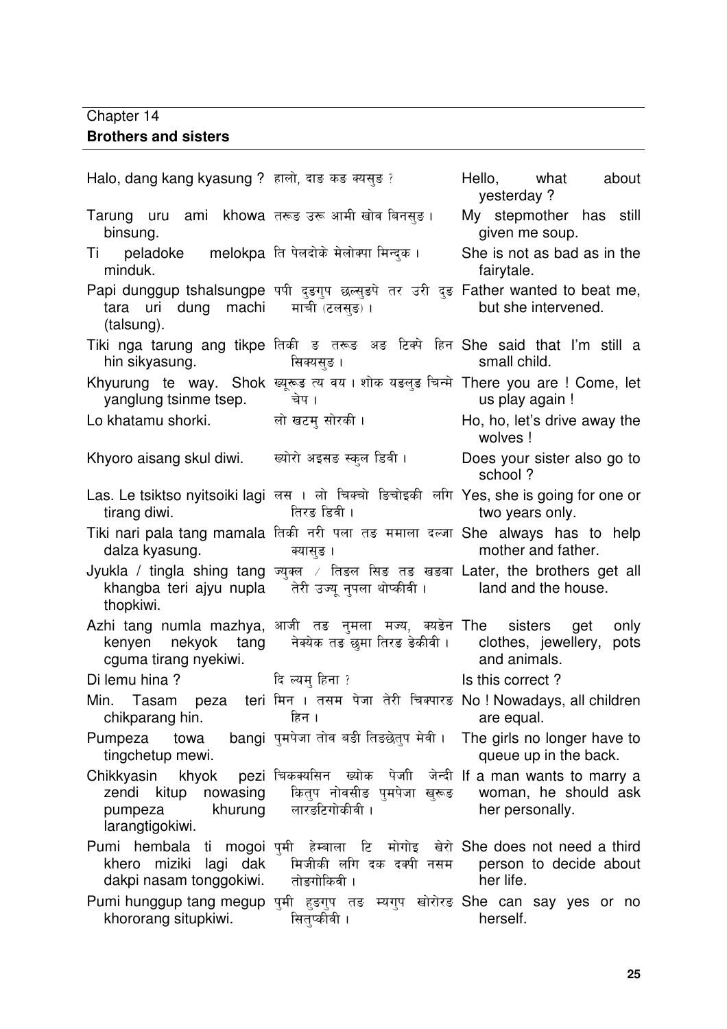Chapter 14

**Brothers and sisters**

| | | |
|---|---|---|
| Halo, dang kang kyasung ? | हालो, दाङ कङ क्यसुङ ? | Hello, what about yesterday ? |
| Tarung uru ami khowa binsung. | तरूङ उरू आमी खोव बिनसुङ । | My stepmother has still given me soup. |
| Ti peladoke melokpa minduk. | ति पेलदोके मेलोक्पा मिन्दुक । | She is not as bad as in the fairytale. |
| Papi dunggup tshalsungpe tara uri dung machi (talsung). | पपी दुङगुप छल्सुङपे तर उरी दुङ माची (टलसुङ) । | Father wanted to beat me, but she intervened. |
| Tiki nga tarung ang tikpe hin sikyasung. | तिकी ङ तरूङ अङ टिक्पे हिन सिक्यसुङ । | She said that I'm still a small child. |
| Khyurung te way. Shok yanglung tsinme tsep. | ख्यूरूङ त्य वय । शोक यङलुङ चिन्मे चेप । | There you are ! Come, let us play again ! |
| Lo khatamu shorki. | लो खटमु सोरकी । | Ho, ho, let's drive away the wolves ! |
| Khyoro aisang skul diwi. | ख्योरो अइसङ स्कुल डिवी । | Does your sister also go to school ? |
| Las. Le tsiktso nyitsoiki lagi tirang diwi. | लस । लो चिक्चो ङिचोइकी लगि तिरङ डिवी । | Yes, she is going for one or two years only. |
| Tiki nari pala tang mamala dalza kyasung. | तिकी नरी पला तङ ममाला दल्जा क्यासुङ । | She always has to help mother and father. |
| Jyukla / tingla shing tang khangba teri ajyu nupla thopkiwi. | ज्युक्ल ⁄ तिङल सिङ तङ खङबा तेरी उज्यू नुपला थोप्कीवी । | Later, the brothers get all land and the house. |
| Azhi tang numla mazhya, kenyen nekyok tang cguma tirang nyekiwi. | आजी तङ नुमला मज्य, क्यङेन नेक्येक तङ छुमा तिरङ ङेकीवी । | The sisters get only clothes, jewellery, pots and animals. |
| Di lemu hina ? | दि ल्यमु हिना ? | Is this correct ? |
| Min. Tasam peza teri chikparang hin. | मिन । तसम पेजा तेरी चिक्पारङ हिन । | No ! Nowadays, all children are equal. |
| Pumpeza towa bangi tingchetup mewi. | पुमपेजा तोव बङी तिङछेतुप मेवी । | The girls no longer have to queue up in the back. |
| Chikkyasin khyok pezi zendi kitup nowasing pumpeza khurung larangtigokiwi. | चिकक्यसिन ख्योक पेजी जेन्दी कितुप नोवसीङ पुमपेजा खुरूङ लारङटिगोकीवी । | If a man wants to marry a woman, he should ask her personally. |
| Pumi hembala ti mogoi khero miziki lagi dak dakpi nasam tonggokiwi. | पुमी हेम्बाला टि मोगोइ खेरो मिजीकी लगि दक दक्पी नसम तोङगोकिवी । | She does not need a third person to decide about her life. |
| Pumi hunggup tang megup khororang situpkiwi. | पुमी हुङगुप तङ म्यगुप खोरोरङ सितुप्कीवी । | She can say yes or no herself. |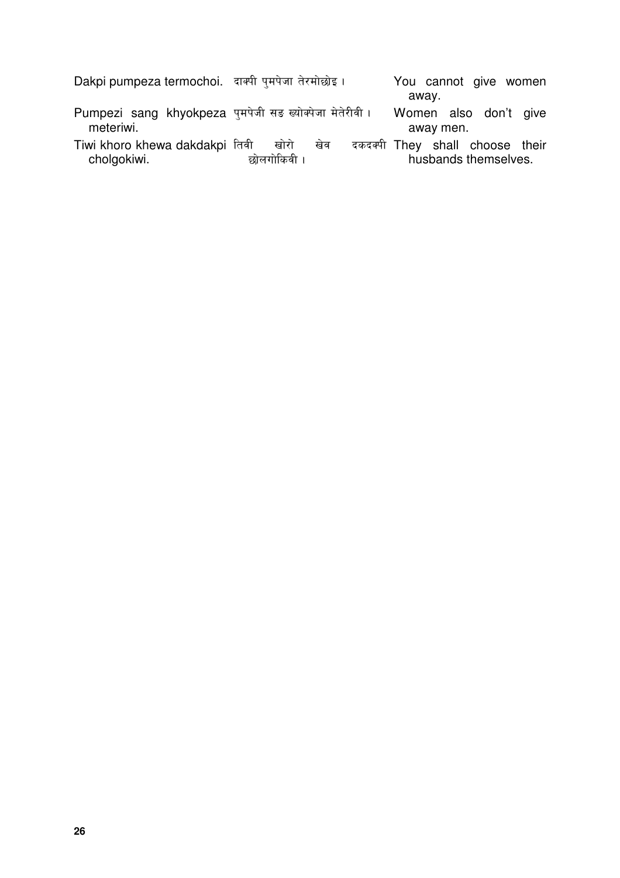| | | |
|---|---|---|
| Dakpi pumpeza termochoi. | दाक्पी पुमपेजा तेरमोछोइ । | You cannot give women away. |
| Pumpezi sang khyokpeza meteriwi. | पुमपेजी सङ ख्योक्पेजा मेतेरीवी । | Women also don't give away men. |
| Tiwi khoro khewa dakdakpi cholgokiwi. | तिवी खोरो खेव दकदक्पी छोलगोकिवी । | They shall choose their husbands themselves. |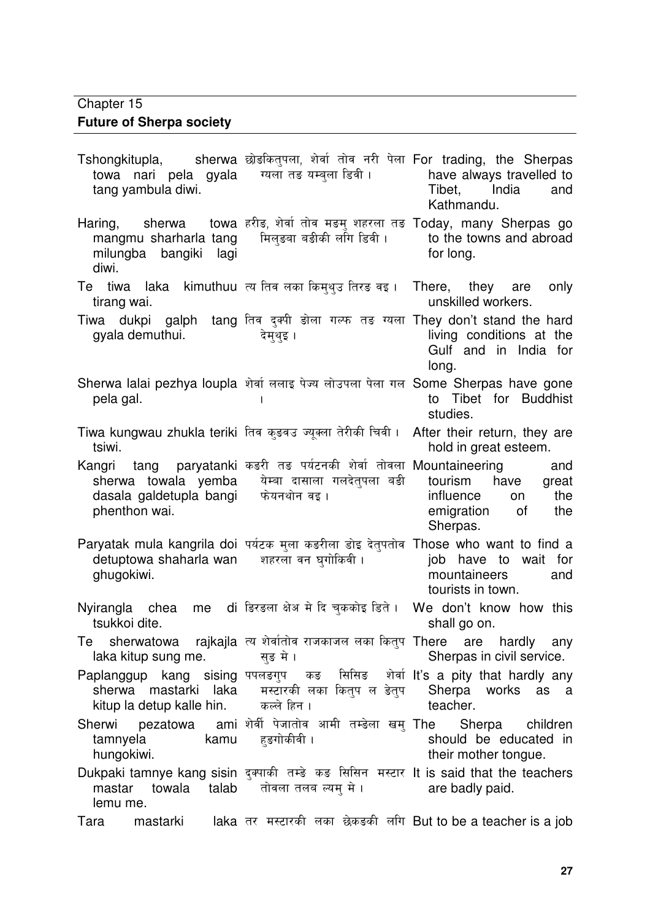Chapter 15

**Future of Sherpa society**

| | | |
|---|---|---|
| Tshongkitupla, sherwa towa nari pela gyala tang yambula diwi. | छोङकितुपला, शेर्वा तोव नरी पेला ग्यला तङ यम्बुला डिवी । | For trading, the Sherpas have always travelled to Tibet, India and Kathmandu. |
| Haring, sherwa towa mangmu sharharla tang milungba bangiki lagi diwi. | हरीङ, शेर्वा तोव मङमु शहरला तङ मिलुङबा बङीकी लगि डिवी । | Today, many Sherpas go to the towns and abroad for long. |
| Te tiwa laka kimuthuu tirang wai. | त्य तिव लका किमुथुउ तिरङ वइ । | There, they are only unskilled workers. |
| Tiwa dukpi galph tang gyala demuthui. | तिव दुक्पी ङोला गल्फ तङ ग्यला देमुथुइ । | They don't stand the hard living conditions at the Gulf and in India for long. |
| Sherwa lalai pezhya loupla pela gal. | शेर्वा ललाइ पेज्य लोउपला पेला गल । | Some Sherpas have gone to Tibet for Buddhist studies. |
| Tiwa kungwau zhukla teriki tsiwi. | तिव कुङवउ ज्यूक्ला तेरीकी चिवी । | After their return, they are hold in great esteem. |
| Kangri tang paryatanki sherwa towala yemba dasala galdetupla bangi phenthon wai. | कङरी तङ पर्यटनकी शेर्वा तोवला येम्बा दासाला गलदेतुपला बङी फेयनथोन वइ । | Mountaineering and tourism have great influence on the emigration of the Sherpas. |
| Paryatak mula kangrila doi detuptowa shaharla wan ghugokiwi. | पर्यटक मुला कङरीला डोइ देतुपतोव शहरला वन घुगोकिवी । | Those who want to find a job have to wait for mountaineers and tourists in town. |
| Nyirangla chea me di tsukkoi dite. | ङिरङला क्षेअ मे दि चुक्कोइ डिते । | We don't know how this shall go on. |
| Te sherwatowa rajkajla laka kitup sung me. | त्य शेर्वातोव राजकाजल लका कितुप सुङ मे । | There are hardly any Sherpas in civil service. |
| Paplanggup kang sising sherwa mastarki laka kitup la detup kalle hin. | पपलङगुप कङ सिसिङ शेर्वा मस्टारकी लका कितुप ल डेतुप कल्ले हिन । | It's a pity that hardly any Sherpa works as a teacher. |
| Sherwi pezatowa ami tamnyela kamu hungokiwi. | शेर्वी पेजातोव आमी तम्ङेला खमु हुङगोकीवी । | The Sherpa children should be educated in their mother tongue. |
| Dukpaki tamnye kang sisin mastar towala talab lemu me. | दुक्पाकी तम्ङे कङ सिसिन मस्टार तोवला तलब ल्यमु मे । | It is said that the teachers are badly paid. |
| Tara mastarki laka | तर मस्टारकी लका छेकङकी लगि | But to be a teacher is a job |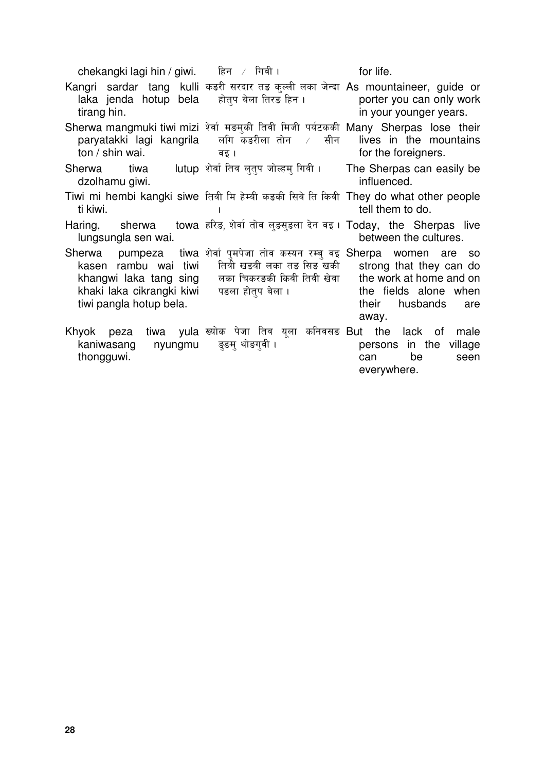| | | |
|---|---|---|
| chekangki lagi hin / giwi. | हिन ⁄ गिवी । | for life. |
| Kangri sardar tang kulli laka jenda hotup bela tirang hin. | कङरी सरदार तङ कुल्ली लका जेन्दा होतुप बेला तिरङ हिन । | As mountaineer, guide or porter you can only work in your younger years. |
| Sherwa mangmuki tiwi mizi paryatakki lagi kangrila ton / shin wai. | शेर्वा मङमुकी तिवी मिजी पर्यटककी लगि कङरीला तोन ⁄ सीन वइ । | Many Sherpas lose their lives in the mountains for the foreigners. |
| Sherwa tiwa lutup dzolhamu giwi. | शेर्वा तिव लुतुप जोल्हमु गिवी । | The Sherpas can easily be influenced. |
| Tiwi mi hembi kangki siwe ti kiwi. | तिवी मि हेम्बी कङकी सिवे ति किवी । | They do what other people tell them to do. |
| Haring, sherwa towa lungsungla sen wai. | हरिङ, शेर्वा तोव लुङसुङला देन वइ । | Today, the Sherpas live between the cultures. |
| Sherwa pumpeza tiwa kasen rambu wai tiwi khangwi laka tang sing khaki laka cikrangki kiwi tiwi pangla hotup bela. | शेर्वा पुमपेजा तोव कस्यन रम्बु वइ तिवी खङवी लका तङ सिङ खकी लका चिकरङकी किवी तिवी खेवा पङला होतुप बेला । | Sherpa women are so strong that they can do the work at home and on the fields alone when their husbands are away. |
| Khyok peza tiwa yula kaniwasang nyungmu thongguwi. | ख्योक पेजा तिव यूला कनिवसङ ङुङमु थोङगुवी । | But the lack of male persons in the village can be seen everywhere. |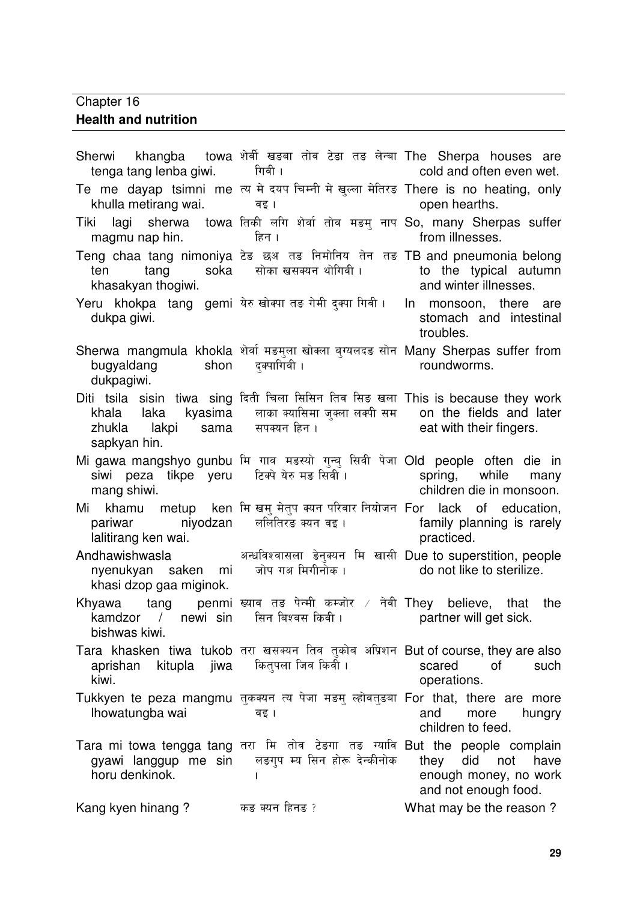Chapter 16

**Health and nutrition**

| | | |
|---|---|---|
| Sherwi khangba towa tenga tang lenba giwi. | शेर्वी खङबा तोव टेङा तङ लेन्बा गिवी । | The Sherpa houses are cold and often even wet. |
| Te me dayap tsimni me khulla metirang wai. | त्य मे दयप चिम्नी मे खुल्ला मेतिरङ वइ । | There is no heating, only open hearths. |
| Tiki lagi sherwa towa magmu nap hin. | तिकी लगि शेर्वा तोव मङमु नाप हिन । | So, many Sherpas suffer from illnesses. |
| Teng chaa tang nimoniya ten tang soka khasakyan thogiwi. | टेङ छअ तङ निमोनिय तेन तङ सोका खसक्यन थोगिवी । | TB and pneumonia belong to the typical autumn and winter illnesses. |
| Yeru khokpa tang gemi dukpa giwi. | येरु खोक्पा तङ गेमी दुक्पा गिवी । | In monsoon, there are stomach and intestinal troubles. |
| Sherwa mangmula khokla bugyaldang shon dukpagiwi. | शेर्वा मङमुला खोक्ला बुग्यलदङ सोन दुक्पागिवी । | Many Sherpas suffer from roundworms. |
| Diti tsila sisin tiwa sing khala laka kyasima zhukla lakpi sama sapkyan hin. | दिती चिला सिसिन तिव सिङ खला लाका क्यासिमा जुक्ला लक्पी सम सपक्यन हिन । | This is because they work on the fields and later eat with their fingers. |
| Mi gawa mangshyo gunbu siwi peza tikpe yeru mang shiwi. | मि गाव मङस्यो गुन्बु सिवी पेजा टिक्पे येरु मङ सिवी । | Old people often die in spring, while many children die in monsoon. |
| Mi khamu metup ken pariwar niyodzan lalitirang ken wai. | मि खमु मेतुप क्यन परिवार नियोजन ललितिरङ क्यन वइ । | For lack of education, family planning is rarely practiced. |
| Andhawishwasla nyenukyan saken mi khasi dzop gaa miginok. | अन्धविश्वासला ङेनुक्यन मि खासी जोप गअ मिगीनोक । | Due to superstition, people do not like to sterilize. |
| Khyawa tang penmi kamdzor / newi sin bishwas kiwi. | ख्याव तङ पेन्मी कम्जोर / नेवी सिन बिश्वस किवी । | They believe, that the partner will get sick. |
| Tara khasken tiwa tukob aprishan kitupla jiwa kiwi. | तरा खसक्यन तिव तुकोब अप्रिशन कितुपला जिव किवी । | But of course, they are also scared of such operations. |
| Tukkyen te peza mangmu lhowatungba wai | तुकक्यन त्य पेजा मङमु ल्होवतुङबा वइ । | For that, there are more and more hungry children to feed. |
| Tara mi towa tengga tang gyawi langgup me sin horu denkinok. | तरा मि तोव टेङगा तङ ग्यावि लङगुप म्य सिन होरू देन्कीनोक । | But the people complain they did not have enough money, no work and not enough food. |
| Kang kyen hinang ? | कङ क्यन हिनङ ? | What may be the reason ? |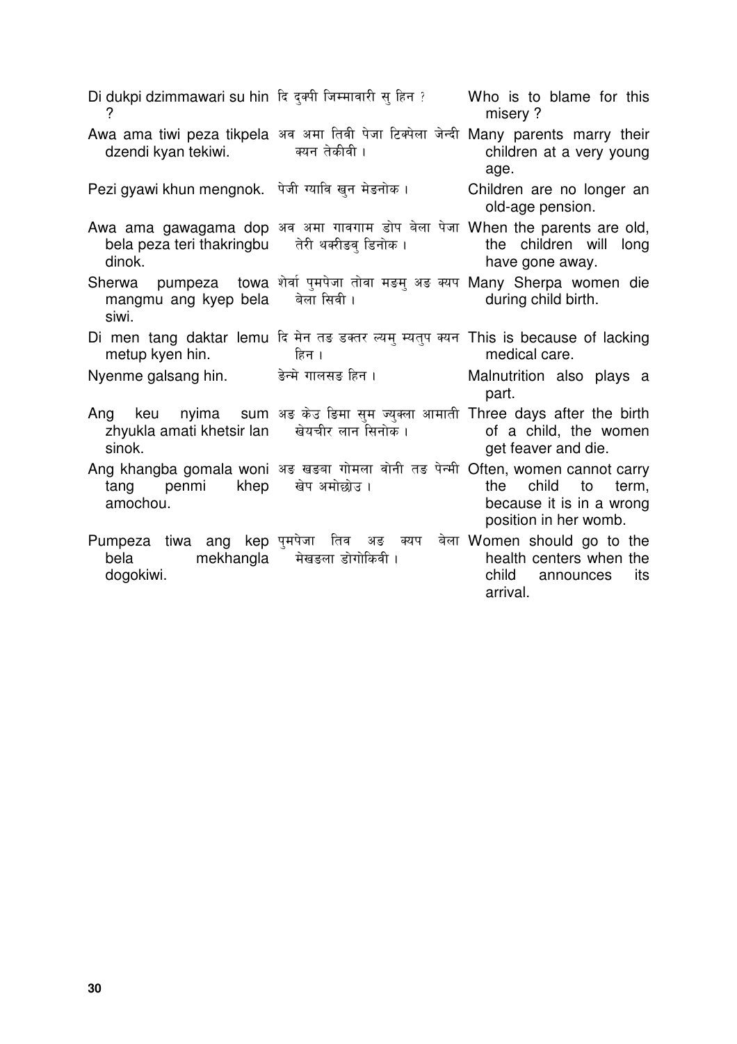| | | |
|---|---|---|
| Di dukpi dzimmawari su hin ? | दि दुक्पी जिम्मावारी सु हिन ? | Who is to blame for this misery ? |
| Awa ama tiwi peza tikpela dzendi kyan tekiwi. | अव अमा तिवी पेजा टिक्पेला जेन्दी क्यन तेकीवी । | Many parents marry their children at a very young age. |
| Pezi gyawi khun mengnok. | पेजी ग्यावि खुन मेङनोक । | Children are no longer an old-age pension. |
| Awa ama gawagama dop bela peza teri thakringbu dinok. | अव अमा गावगाम डोप बेला पेजा तेरी थक्रीङबु डिनोक । | When the parents are old, the children will long have gone away. |
| Sherwa pumpeza towa mangmu ang kyep bela siwi. | शेर्वा पुमपेजा तोवा मङमु अङ क्यप बेला सिवी । | Many Sherpa women die during child birth. |
| Di men tang daktar lemu metup kyen hin. | दि मेन तङ डक्तर ल्यमु म्यतुप क्यन हिन । | This is because of lacking medical care. |
| Nyenme galsang hin. | ङेन्मे गालसङ हिन । | Malnutrition also plays a part. |
| Ang keu nyima sum zhyukla amati khetsir lan sinok. | अङ केउ ङिमा सुम ज्युक्ला आमाती खेयचीर लान सिनोक । | Three days after the birth of a child, the women get feaver and die. |
| Ang khangba gomala woni tang penmi khep amochou. | अङ खङबा गोमला वोनी तङ पेन्मी खेप अमोछोउ । | Often, women cannot carry the child to term, because it is in a wrong position in her womb. |
| Pumpeza tiwa ang kep bela mekhangla dogokiwi. | पुमपेजा तिव अङ क्यप बेला मेखङला डोगोकिवी । | Women should go to the health centers when the child announces its arrival. |